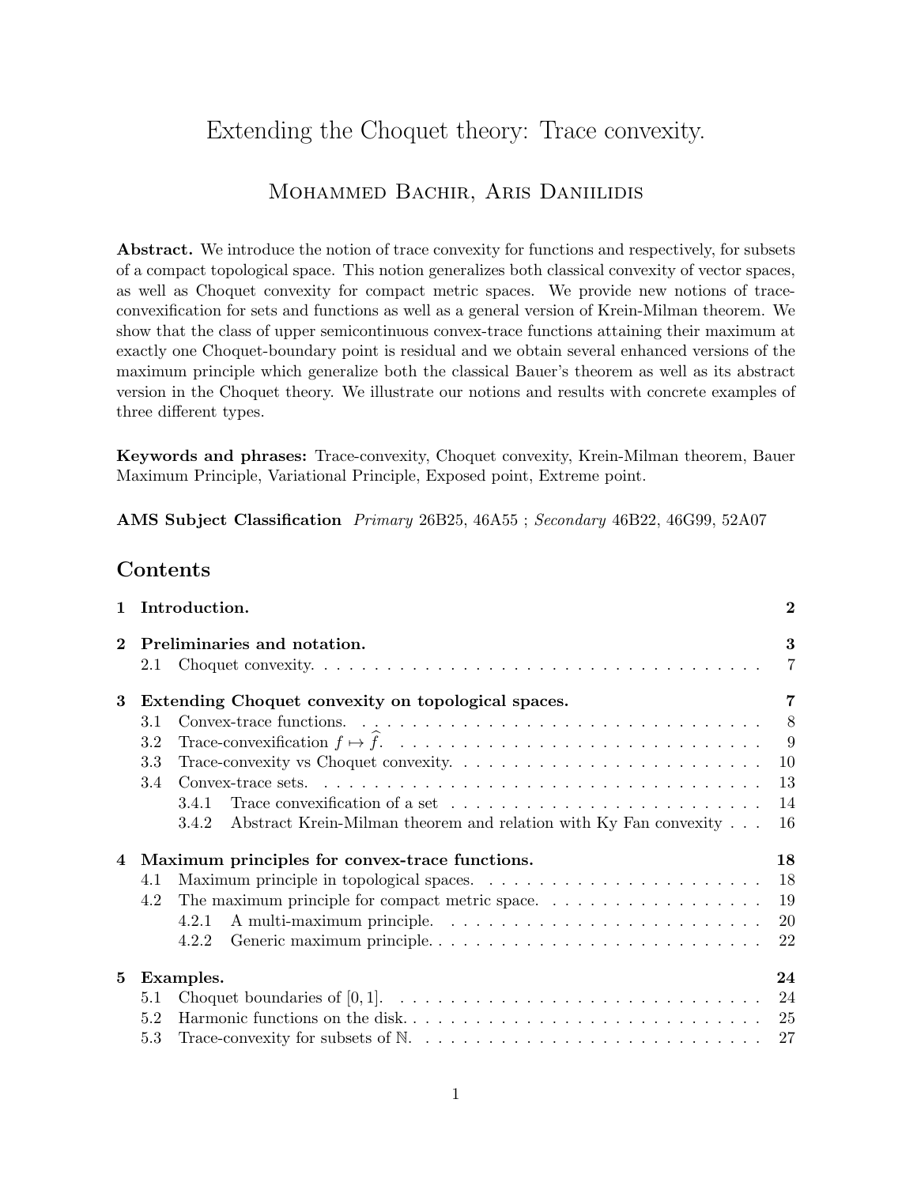# Extending the Choquet theory: Trace convexity.

## Mohammed Bachir, Aris Daniilidis

**Abstract.** We introduce the notion of trace convexity for functions and respectively, for subsets of a compact topological space. This notion generalizes both classical convexity of vector spaces, as well as Choquet convexity for compact metric spaces. We provide new notions of trace-convexification for sets and functions as well as a general version of Krein-Milman theorem. We show that the class of upper semicontinuous convex-trace functions attaining their maximum at exactly one Choquet-boundary point is residual and we obtain several enhanced versions of the maximum principle which generalize both the classical Bauer's theorem as well as its abstract version in the Choquet theory. We illustrate our notions and results with concrete examples of three different types.

**Keywords and phrases:** Trace-convexity, Choquet convexity, Krein-Milman theorem, Bauer Maximum Principle, Variational Principle, Exposed point, Extreme point.

**AMS Subject Classification** *Primary* 26B25, 46A55 ; *Secondary* 46B22, 46G99, 52A07

## Contents

- **1 Introduction.** — **2**
- **2 Preliminaries and notation.** — **3**
  - 2.1 Choquet convexity. — 7
- **3 Extending Choquet convexity on topological spaces.** — **7**
  - 3.1 Convex-trace functions. — 8
  - 3.2 Trace-convexification $f \mapsto \widehat{f}$. — 9
  - 3.3 Trace-convexity vs Choquet convexity. — 10
  - 3.4 Convex-trace sets. — 13
    - 3.4.1 Trace convexification of a set — 14
    - 3.4.2 Abstract Krein-Milman theorem and relation with Ky Fan convexity — 16
- **4 Maximum principles for convex-trace functions.** — **18**
  - 4.1 Maximum principle in topological spaces. — 18
  - 4.2 The maximum principle for compact metric space. — 19
    - 4.2.1 A multi-maximum principle. — 20
    - 4.2.2 Generic maximum principle. — 22
- **5 Examples.** — **24**
  - 5.1 Choquet boundaries of $[0, 1]$. — 24
  - 5.2 Harmonic functions on the disk. — 25
  - 5.3 Trace-convexity for subsets of $\mathbb{N}$. — 27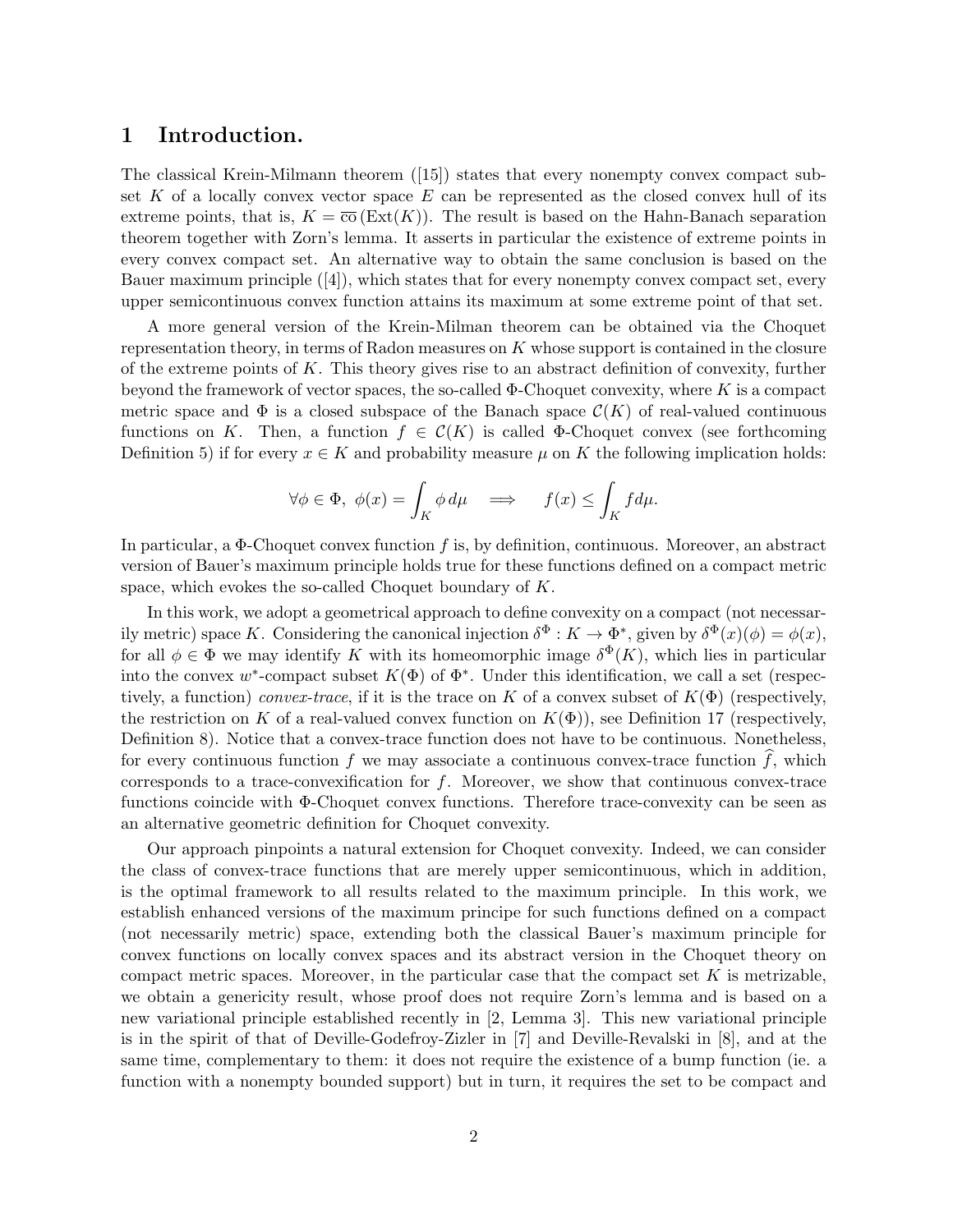# 1 Introduction.

The classical Krein-Milmann theorem ([15]) states that every nonempty convex compact subset $K$ of a locally convex vector space $E$ can be represented as the closed convex hull of its extreme points, that is, $K = \overline{\mathrm{co}}\,(\mathrm{Ext}(K))$. The result is based on the Hahn-Banach separation theorem together with Zorn's lemma. It asserts in particular the existence of extreme points in every convex compact set. An alternative way to obtain the same conclusion is based on the Bauer maximum principle ([4]), which states that for every nonempty convex compact set, every upper semicontinuous convex function attains its maximum at some extreme point of that set.

A more general version of the Krein-Milman theorem can be obtained via the Choquet representation theory, in terms of Radon measures on $K$ whose support is contained in the closure of the extreme points of $K$. This theory gives rise to an abstract definition of convexity, further beyond the framework of vector spaces, the so-called $\Phi$-Choquet convexity, where $K$ is a compact metric space and $\Phi$ is a closed subspace of the Banach space $\mathcal{C}(K)$ of real-valued continuous functions on $K$. Then, a function $f \in \mathcal{C}(K)$ is called $\Phi$-Choquet convex (see forthcoming Definition 5) if for every $x \in K$ and probability measure $\mu$ on $K$ the following implication holds:

$$\forall \phi \in \Phi,\ \phi(x) = \int_K \phi\, d\mu \quad \Longrightarrow \quad f(x) \leq \int_K f d\mu.$$

In particular, a $\Phi$-Choquet convex function $f$ is, by definition, continuous. Moreover, an abstract version of Bauer's maximum principle holds true for these functions defined on a compact metric space, which evokes the so-called Choquet boundary of $K$.

In this work, we adopt a geometrical approach to define convexity on a compact (not necessarily metric) space $K$. Considering the canonical injection $\delta^\Phi : K \to \Phi^*$, given by $\delta^\Phi(x)(\phi) = \phi(x)$, for all $\phi \in \Phi$ we may identify $K$ with its homeomorphic image $\delta^\Phi(K)$, which lies in particular into the convex $w^*$-compact subset $K(\Phi)$ of $\Phi^*$. Under this identification, we call a set (respectively, a function) *convex-trace*, if it is the trace on $K$ of a convex subset of $K(\Phi)$ (respectively, the restriction on $K$ of a real-valued convex function on $K(\Phi)$), see Definition 17 (respectively, Definition 8). Notice that a convex-trace function does not have to be continuous. Nonetheless, for every continuous function $f$ we may associate a continuous convex-trace function $\widehat{f}$, which corresponds to a trace-convexification for $f$. Moreover, we show that continuous convex-trace functions coincide with $\Phi$-Choquet convex functions. Therefore trace-convexity can be seen as an alternative geometric definition for Choquet convexity.

Our approach pinpoints a natural extension for Choquet convexity. Indeed, we can consider the class of convex-trace functions that are merely upper semicontinuous, which in addition, is the optimal framework to all results related to the maximum principle. In this work, we establish enhanced versions of the maximum principe for such functions defined on a compact (not necessarily metric) space, extending both the classical Bauer's maximum principle for convex functions on locally convex spaces and its abstract version in the Choquet theory on compact metric spaces. Moreover, in the particular case that the compact set $K$ is metrizable, we obtain a genericity result, whose proof does not require Zorn's lemma and is based on a new variational principle established recently in [2, Lemma 3]. This new variational principle is in the spirit of that of Deville-Godefroy-Zizler in [7] and Deville-Revalski in [8], and at the same time, complementary to them: it does not require the existence of a bump function (ie. a function with a nonempty bounded support) but in turn, it requires the set to be compact and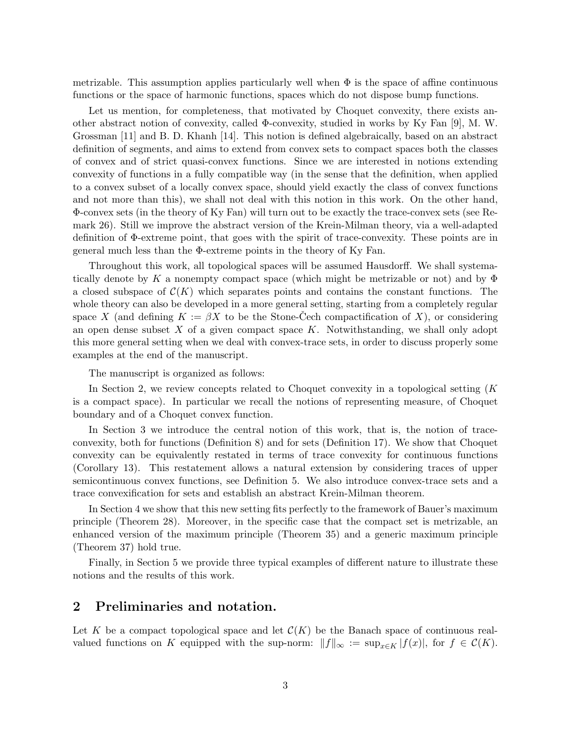metrizable. This assumption applies particularly well when $\Phi$ is the space of affine continuous functions or the space of harmonic functions, spaces which do not dispose bump functions.

Let us mention, for completeness, that motivated by Choquet convexity, there exists another abstract notion of convexity, called $\Phi$-convexity, studied in works by Ky Fan [9], M. W. Grossman [11] and B. D. Khanh [14]. This notion is defined algebraically, based on an abstract definition of segments, and aims to extend from convex sets to compact spaces both the classes of convex and of strict quasi-convex functions. Since we are interested in notions extending convexity of functions in a fully compatible way (in the sense that the definition, when applied to a convex subset of a locally convex space, should yield exactly the class of convex functions and not more than this), we shall not deal with this notion in this work. On the other hand, $\Phi$-convex sets (in the theory of Ky Fan) will turn out to be exactly the trace-convex sets (see Remark 26). Still we improve the abstract version of the Krein-Milman theory, via a well-adapted definition of $\Phi$-extreme point, that goes with the spirit of trace-convexity. These points are in general much less than the $\Phi$-extreme points in the theory of Ky Fan.

Throughout this work, all topological spaces will be assumed Hausdorff. We shall systematically denote by $K$ a nonempty compact space (which might be metrizable or not) and by $\Phi$ a closed subspace of $\mathcal{C}(K)$ which separates points and contains the constant functions. The whole theory can also be developed in a more general setting, starting from a completely regular space $X$ (and defining $K := \beta X$ to be the Stone-Čech compactification of $X$), or considering an open dense subset $X$ of a given compact space $K$. Notwithstanding, we shall only adopt this more general setting when we deal with convex-trace sets, in order to discuss properly some examples at the end of the manuscript.

The manuscript is organized as follows:

In Section 2, we review concepts related to Choquet convexity in a topological setting ($K$ is a compact space). In particular we recall the notions of representing measure, of Choquet boundary and of a Choquet convex function.

In Section 3 we introduce the central notion of this work, that is, the notion of trace-convexity, both for functions (Definition 8) and for sets (Definition 17). We show that Choquet convexity can be equivalently restated in terms of trace convexity for continuous functions (Corollary 13). This restatement allows a natural extension by considering traces of upper semicontinuous convex functions, see Definition 5. We also introduce convex-trace sets and a trace convexification for sets and establish an abstract Krein-Milman theorem.

In Section 4 we show that this new setting fits perfectly to the framework of Bauer's maximum principle (Theorem 28). Moreover, in the specific case that the compact set is metrizable, an enhanced version of the maximum principle (Theorem 35) and a generic maximum principle (Theorem 37) hold true.

Finally, in Section 5 we provide three typical examples of different nature to illustrate these notions and the results of this work.

## 2 Preliminaries and notation.

Let $K$ be a compact topological space and let $\mathcal{C}(K)$ be the Banach space of continuous real-valued functions on $K$ equipped with the sup-norm: $\|f\|_\infty := \sup_{x\in K} |f(x)|$, for $f \in \mathcal{C}(K)$.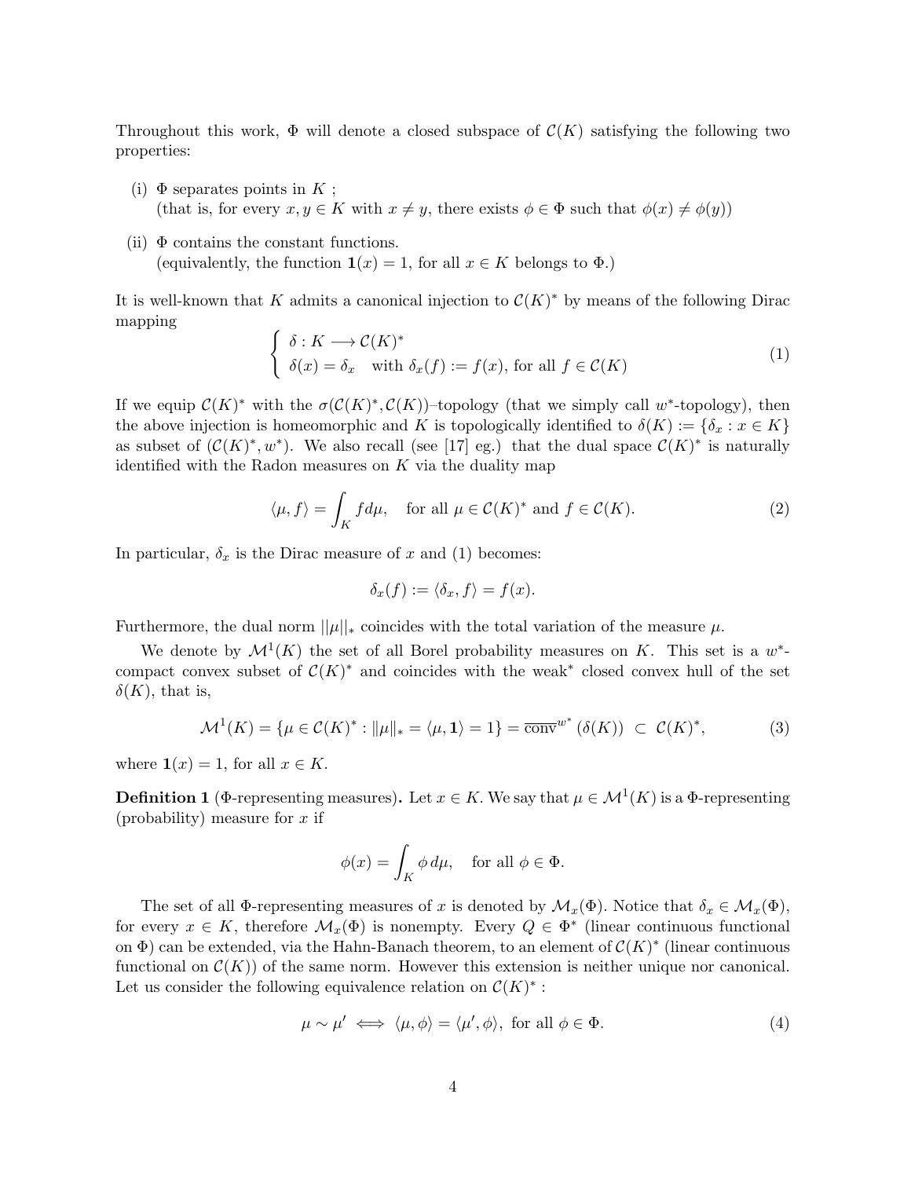Throughout this work, $\Phi$ will denote a closed subspace of $\mathcal{C}(K)$ satisfying the following two properties:

(i) $\Phi$ separates points in $K$ ;
(that is, for every $x, y \in K$ with $x \neq y$, there exists $\phi \in \Phi$ such that $\phi(x) \neq \phi(y)$)

(ii) $\Phi$ contains the constant functions.
(equivalently, the function $\mathbf{1}(x) = 1$, for all $x \in K$ belongs to $\Phi$.)

It is well-known that $K$ admits a canonical injection to $\mathcal{C}(K)^*$ by means of the following Dirac mapping

$$\begin{cases} \delta : K \longrightarrow \mathcal{C}(K)^* \\ \delta(x) = \delta_x \quad \text{with } \delta_x(f) := f(x), \text{ for all } f \in \mathcal{C}(K) \end{cases} \tag{1}$$

If we equip $\mathcal{C}(K)^*$ with the $\sigma(\mathcal{C}(K)^*, \mathcal{C}(K))$–topology (that we simply call $w^*$-topology), then the above injection is homeomorphic and $K$ is topologically identified to $\delta(K) := \{\delta_x : x \in K\}$ as subset of $(\mathcal{C}(K)^*, w^*)$. We also recall (see [17] eg.) that the dual space $\mathcal{C}(K)^*$ is naturally identified with the Radon measures on $K$ via the duality map

$$\langle \mu, f \rangle = \int_K f d\mu, \quad \text{for all } \mu \in \mathcal{C}(K)^* \text{ and } f \in \mathcal{C}(K). \tag{2}$$

In particular, $\delta_x$ is the Dirac measure of $x$ and (1) becomes:

$$\delta_x(f) := \langle \delta_x, f \rangle = f(x).$$

Furthermore, the dual norm $||\mu||_*$ coincides with the total variation of the measure $\mu$.

We denote by $\mathcal{M}^1(K)$ the set of all Borel probability measures on $K$. This set is a $w^*$-compact convex subset of $\mathcal{C}(K)^*$ and coincides with the weak$^*$ closed convex hull of the set $\delta(K)$, that is,

$$\mathcal{M}^1(K) = \{\mu \in \mathcal{C}(K)^* : \|\mu\|_* = \langle \mu, \mathbf{1} \rangle = 1\} = \overline{\text{conv}}^{w^*}(\delta(K)) \; \subset \; \mathcal{C}(K)^*, \tag{3}$$

where $\mathbf{1}(x) = 1$, for all $x \in K$.

**Definition 1** ($\Phi$-representing measures)**.** Let $x \in K$. We say that $\mu \in \mathcal{M}^1(K)$ is a $\Phi$-representing (probability) measure for $x$ if

$$\phi(x) = \int_K \phi \, d\mu, \quad \text{for all } \phi \in \Phi.$$

The set of all $\Phi$-representing measures of $x$ is denoted by $\mathcal{M}_x(\Phi)$. Notice that $\delta_x \in \mathcal{M}_x(\Phi)$, for every $x \in K$, therefore $\mathcal{M}_x(\Phi)$ is nonempty. Every $Q \in \Phi^*$ (linear continuous functional on $\Phi$) can be extended, via the Hahn-Banach theorem, to an element of $\mathcal{C}(K)^*$ (linear continuous functional on $\mathcal{C}(K)$) of the same norm. However this extension is neither unique nor canonical. Let us consider the following equivalence relation on $\mathcal{C}(K)^*$ :

$$\mu \sim \mu' \iff \langle \mu, \phi \rangle = \langle \mu', \phi \rangle, \text{ for all } \phi \in \Phi. \tag{4}$$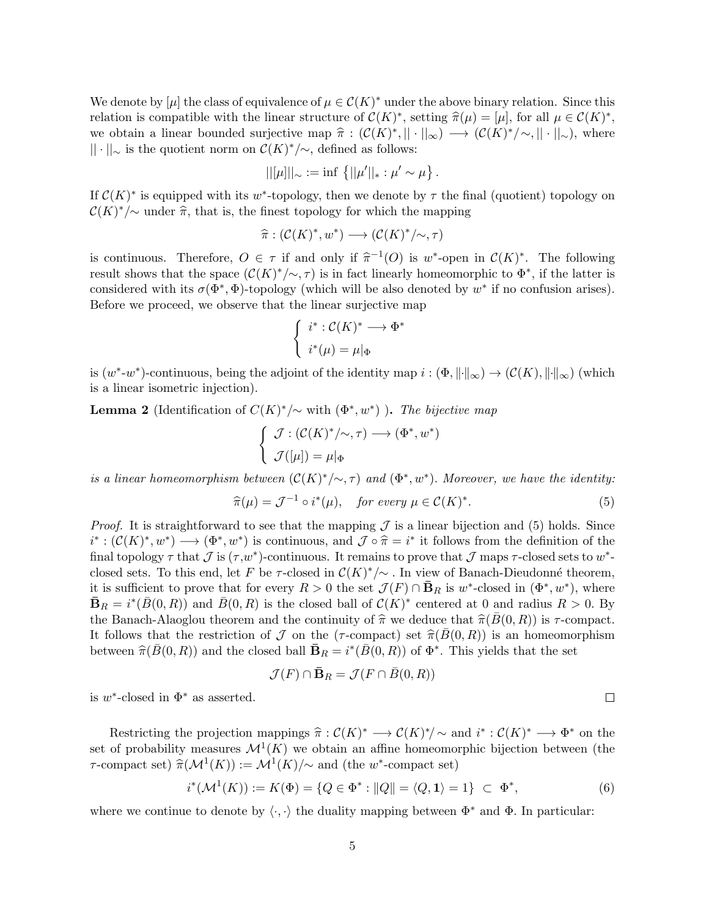We denote by $[\mu]$ the class of equivalence of $\mu \in \mathcal{C}(K)^*$ under the above binary relation. Since this relation is compatible with the linear structure of $\mathcal{C}(K)^*$, setting $\widehat{\pi}(\mu) = [\mu]$, for all $\mu \in \mathcal{C}(K)^*$, we obtain a linear bounded surjective map $\widehat{\pi} : (\mathcal{C}(K)^*, ||\cdot||_\infty) \longrightarrow (\mathcal{C}(K)^*/\!\sim, ||\cdot||_\sim)$, where $||\cdot||_\sim$ is the quotient norm on $\mathcal{C}(K)^*/\!\sim$, defined as follows:

$$||[\mu]||_\sim := \inf \left\{ ||\mu'||_* : \mu' \sim \mu \right\}.$$

If $\mathcal{C}(K)^*$ is equipped with its $w^*$-topology, then we denote by $\tau$ the final (quotient) topology on $\mathcal{C}(K)^*/\!\sim$ under $\widehat{\pi}$, that is, the finest topology for which the mapping

$$\widehat{\pi} : (\mathcal{C}(K)^*, w^*) \longrightarrow (\mathcal{C}(K)^*/\!\sim, \tau)$$

is continuous. Therefore, $O \in \tau$ if and only if $\widehat{\pi}^{-1}(O)$ is $w^*$-open in $\mathcal{C}(K)^*$. The following result shows that the space $(\mathcal{C}(K)^*/\!\sim, \tau)$ is in fact linearly homeomorphic to $\Phi^*$, if the latter is considered with its $\sigma(\Phi^*, \Phi)$-topology (which will be also denoted by $w^*$ if no confusion arises). Before we proceed, we observe that the linear surjective map

$$\begin{cases} i^* : \mathcal{C}(K)^* \longrightarrow \Phi^* \\ i^*(\mu) = \mu|_\Phi \end{cases}$$

is ($w^*$-$w^*$)-continuous, being the adjoint of the identity map $i : (\Phi, \|\cdot\|_\infty) \to (\mathcal{C}(K), \|\cdot\|_\infty)$ (which is a linear isometric injection).

**Lemma 2** (Identification of $C(K)^*/\!\sim$ with $(\Phi^*, w^*)$ )**.** *The bijective map*

$$\begin{cases} \mathcal{J} : (\mathcal{C}(K)^*/\!\sim, \tau) \longrightarrow (\Phi^*, w^*) \\ \mathcal{J}([\mu]) = \mu|_\Phi \end{cases}$$

*is a linear homeomorphism between $(\mathcal{C}(K)^*/\!\sim, \tau)$ and $(\Phi^*, w^*)$. Moreover, we have the identity:*

$$\widehat{\pi}(\mu) = \mathcal{J}^{-1} \circ i^*(\mu), \quad \text{for every } \mu \in \mathcal{C}(K)^*. \tag{5}$$

*Proof.* It is straightforward to see that the mapping $\mathcal{J}$ is a linear bijection and (5) holds. Since $i^* : (\mathcal{C}(K)^*, w^*) \longrightarrow (\Phi^*, w^*)$ is continuous, and $\mathcal{J} \circ \widehat{\pi} = i^*$ it follows from the definition of the final topology $\tau$ that $\mathcal{J}$ is ($\tau$,$w^*$)-continuous. It remains to prove that $\mathcal{J}$ maps $\tau$-closed sets to $w^*$-closed sets. To this end, let $F$ be $\tau$-closed in $\mathcal{C}(K)^*/\!\sim$ . In view of Banach-Dieudonné theorem, it is sufficient to prove that for every $R > 0$ the set $\mathcal{J}(F) \cap \bar{\mathbf{B}}_R$ is $w^*$-closed in $(\Phi^*, w^*)$, where $\bar{\mathbf{B}}_R = i^*(\bar{B}(0, R))$ and $\bar{B}(0, R)$ is the closed ball of $\mathcal{C}(K)^*$ centered at 0 and radius $R > 0$. By the Banach-Alaoglou theorem and the continuity of $\widehat{\pi}$ we deduce that $\widehat{\pi}(\bar{B}(0, R))$ is $\tau$-compact. It follows that the restriction of $\mathcal{J}$ on the ($\tau$-compact) set $\widehat{\pi}(\bar{B}(0, R))$ is an homeomorphism between $\widehat{\pi}(\bar{B}(0, R))$ and the closed ball $\bar{\mathbf{B}}_R = i^*(\bar{B}(0, R))$ of $\Phi^*$. This yields that the set

$$\mathcal{J}(F) \cap \bar{\mathbf{B}}_R = \mathcal{J}(F \cap \bar{B}(0, R))$$

is $w^*$-closed in $\Phi^*$ as asserted. $\square$

Restricting the projection mappings $\widehat{\pi} : \mathcal{C}(K)^* \longrightarrow \mathcal{C}(K)^*/\sim$ and $i^* : \mathcal{C}(K)^* \longrightarrow \Phi^*$ on the set of probability measures $\mathcal{M}^1(K)$ we obtain an affine homeomorphic bijection between (the $\tau$-compact set) $\widehat{\pi}(\mathcal{M}^1(K)) := \mathcal{M}^1(K)/\!\sim$ and (the $w^*$-compact set)

$$i^*(\mathcal{M}^1(K)) := K(\Phi) = \{Q \in \Phi^* : \|Q\| = \langle Q, \mathbf{1} \rangle = 1\} \subset \Phi^*, \tag{6}$$

where we continue to denote by $\langle \cdot, \cdot \rangle$ the duality mapping between $\Phi^*$ and $\Phi$. In particular: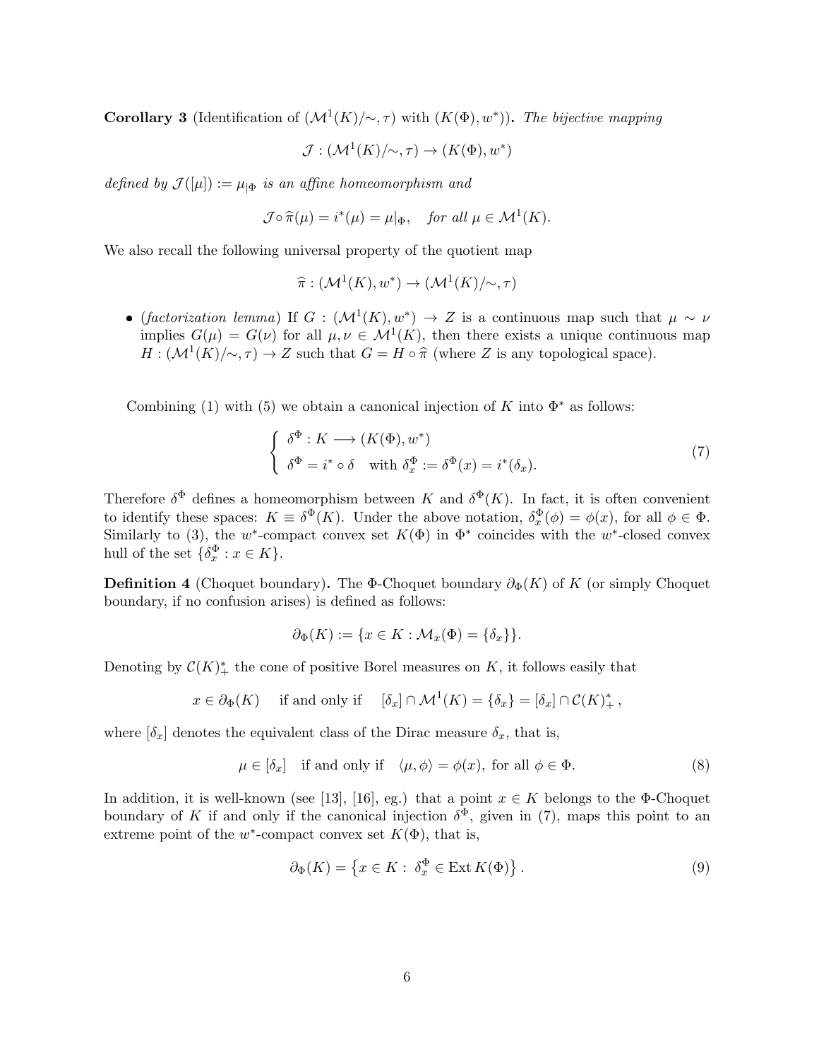**Corollary 3** (Identification of $(\mathcal{M}^1(K)/\!\sim, \tau)$ with $(K(\Phi), w^*)$)**.** *The bijective mapping*

$$\mathcal{J} : (\mathcal{M}^1(K)/\!\sim, \tau) \to (K(\Phi), w^*)$$

*defined by* $\mathcal{J}([\mu]) := \mu_{|\Phi}$ *is an affine homeomorphism and*

$$\mathcal{J} \circ \widehat{\pi}(\mu) = i^*(\mu) = \mu|_{\Phi}, \quad \textit{for all } \mu \in \mathcal{M}^1(K).$$

We also recall the following universal property of the quotient map

$$\widehat{\pi} : (\mathcal{M}^1(K), w^*) \to (\mathcal{M}^1(K)/\!\sim, \tau)$$

- (*factorization lemma*) If $G : (\mathcal{M}^1(K), w^*) \to Z$ is a continuous map such that $\mu \sim \nu$ implies $G(\mu) = G(\nu)$ for all $\mu, \nu \in \mathcal{M}^1(K)$, then there exists a unique continuous map $H : (\mathcal{M}^1(K)/\!\sim, \tau) \to Z$ such that $G = H \circ \widehat{\pi}$ (where $Z$ is any topological space).

Combining (1) with (5) we obtain a canonical injection of $K$ into $\Phi^*$ as follows:

$$\begin{cases} \delta^{\Phi} : K \longrightarrow (K(\Phi), w^*) \\ \delta^{\Phi} = i^* \circ \delta \quad \text{with } \delta^{\Phi}_x := \delta^{\Phi}(x) = i^*(\delta_x). \end{cases} \tag{7}$$

Therefore $\delta^{\Phi}$ defines a homeomorphism between $K$ and $\delta^{\Phi}(K)$. In fact, it is often convenient to identify these spaces: $K \equiv \delta^{\Phi}(K)$. Under the above notation, $\delta^{\Phi}_x(\phi) = \phi(x)$, for all $\phi \in \Phi$. Similarly to (3), the $w^*$-compact convex set $K(\Phi)$ in $\Phi^*$ coincides with the $w^*$-closed convex hull of the set $\{\delta^{\Phi}_x : x \in K\}$.

**Definition 4** (Choquet boundary)**.** The $\Phi$-Choquet boundary $\partial_{\Phi}(K)$ of $K$ (or simply Choquet boundary, if no confusion arises) is defined as follows:

$$\partial_{\Phi}(K) := \{x \in K : \mathcal{M}_x(\Phi) = \{\delta_x\}\}.$$

Denoting by $\mathcal{C}(K)^*_+$ the cone of positive Borel measures on $K$, it follows easily that

$$x \in \partial_{\Phi}(K) \quad \text{ if and only if } \quad [\delta_x] \cap \mathcal{M}^1(K) = \{\delta_x\} = [\delta_x] \cap \mathcal{C}(K)^*_+ \,,$$

where $[\delta_x]$ denotes the equivalent class of the Dirac measure $\delta_x$, that is,

$$\mu \in [\delta_x] \quad \text{if and only if} \quad \langle \mu, \phi \rangle = \phi(x), \text{ for all } \phi \in \Phi. \tag{8}$$

In addition, it is well-known (see [13], [16], eg.) that a point $x \in K$ belongs to the $\Phi$-Choquet boundary of $K$ if and only if the canonical injection $\delta^{\Phi}$, given in (7), maps this point to an extreme point of the $w^*$-compact convex set $K(\Phi)$, that is,

$$\partial_{\Phi}(K) = \left\{ x \in K : \ \delta^{\Phi}_x \in \operatorname{Ext} K(\Phi) \right\}. \tag{9}$$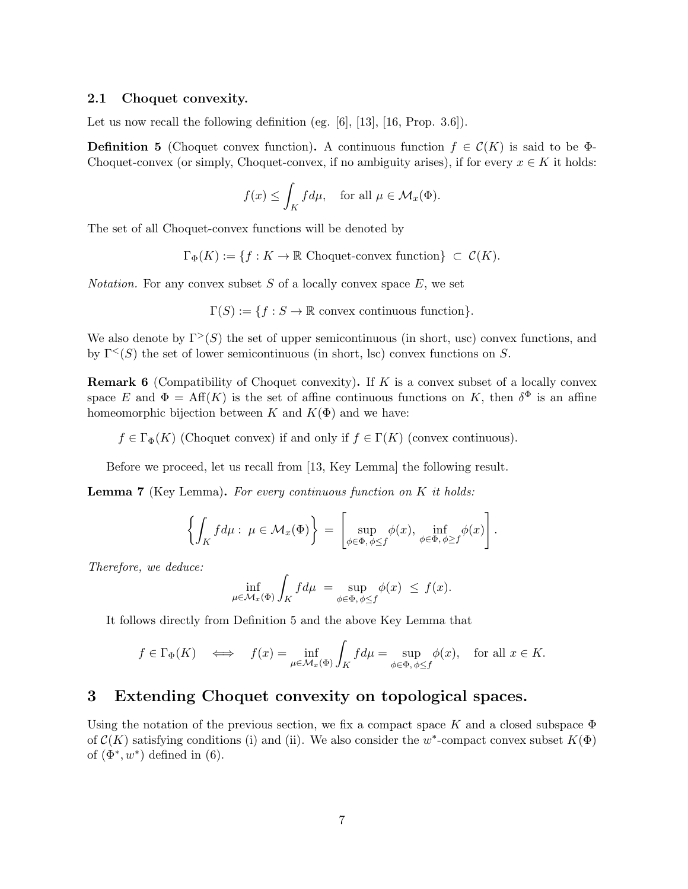### 2.1 Choquet convexity.

Let us now recall the following definition (eg. [6], [13], [16, Prop. 3.6]).

**Definition 5** (Choquet convex function)**.** A continuous function $f \in \mathcal{C}(K)$ is said to be $\Phi$-Choquet-convex (or simply, Choquet-convex, if no ambiguity arises), if for every $x \in K$ it holds:

$$f(x) \leq \int_K f d\mu, \quad \text{for all } \mu \in \mathcal{M}_x(\Phi).$$

The set of all Choquet-convex functions will be denoted by

$$\Gamma_\Phi(K) := \{f : K \to \mathbb{R} \text{ Choquet-convex function}\} \subset \mathcal{C}(K).$$

*Notation.* For any convex subset $S$ of a locally convex space $E$, we set

$$\Gamma(S) := \{f : S \to \mathbb{R} \text{ convex continuous function}\}.$$

We also denote by $\Gamma^{>}(S)$ the set of upper semicontinuous (in short, usc) convex functions, and by $\Gamma^{<}(S)$ the set of lower semicontinuous (in short, lsc) convex functions on $S$.

**Remark 6** (Compatibility of Choquet convexity)**.** If $K$ is a convex subset of a locally convex space $E$ and $\Phi = \mathrm{Aff}(K)$ is the set of affine continuous functions on $K$, then $\delta^\Phi$ is an affine homeomorphic bijection between $K$ and $K(\Phi)$ and we have:

$f \in \Gamma_\Phi(K)$ (Choquet convex) if and only if $f \in \Gamma(K)$ (convex continuous).

Before we proceed, let us recall from [13, Key Lemma] the following result.

**Lemma 7** (Key Lemma)**.** *For every continuous function on $K$ it holds:*

$$\left\{ \int_K f d\mu : \; \mu \in \mathcal{M}_x(\Phi) \right\} \; = \; \left[ \sup_{\phi \in \Phi, \, \phi \leq f} \phi(x), \; \inf_{\phi \in \Phi, \, \phi \geq f} \phi(x) \right].$$

*Therefore, we deduce:*

$$\inf_{\mu \in \mathcal{M}_x(\Phi)} \int_K f d\mu \; = \; \sup_{\phi \in \Phi, \, \phi \leq f} \phi(x) \; \leq \; f(x).$$

It follows directly from Definition 5 and the above Key Lemma that

$$f \in \Gamma_\Phi(K) \quad \Longleftrightarrow \quad f(x) = \inf_{\mu \in \mathcal{M}_x(\Phi)} \int_K f d\mu = \sup_{\phi \in \Phi, \, \phi \leq f} \phi(x), \quad \text{for all } x \in K.$$

## 3 Extending Choquet convexity on topological spaces.

Using the notation of the previous section, we fix a compact space $K$ and a closed subspace $\Phi$ of $\mathcal{C}(K)$ satisfying conditions (i) and (ii). We also consider the $w^*$-compact convex subset $K(\Phi)$ of $(\Phi^*, w^*)$ defined in (6).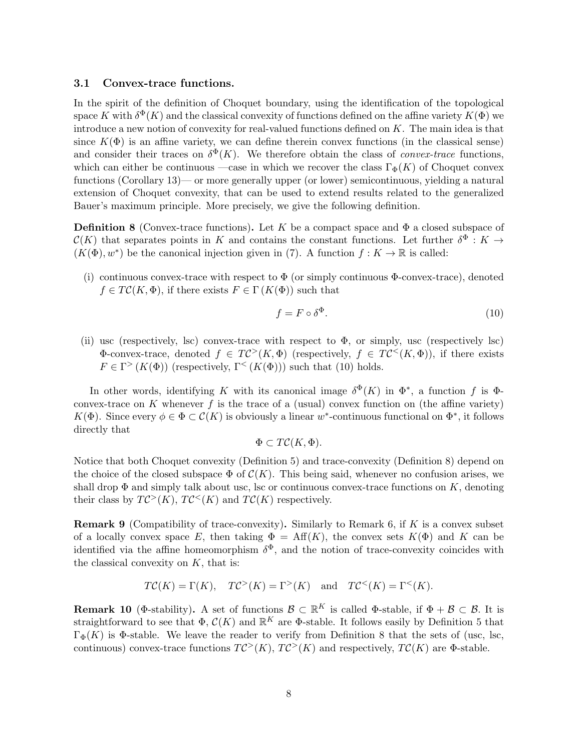### 3.1 Convex-trace functions.

In the spirit of the definitions of Choquet boundary, using the identification of the topological space $K$ with $\delta^{\Phi}(K)$ and the classical convexity of functions defined on the affine variety $K(\Phi)$ we introduce a new notion of convexity for real-valued functions defined on $K$. The main idea is that since $K(\Phi)$ is an affine variety, we can define therein convex functions (in the classical sense) and consider their traces on $\delta^{\Phi}(K)$. We therefore obtain the class of *convex-trace* functions, which can either be continuous —case in which we recover the class $\Gamma_{\Phi}(K)$ of Choquet convex functions (Corollary 13)— or more generally upper (or lower) semicontinuous, yielding a natural extension of Choquet convexity, that can be used to extend results related to the generalized Bauer's maximum principle. More precisely, we give the following definition.

**Definition 8** (Convex-trace functions)**.** Let $K$ be a compact space and $\Phi$ a closed subspace of $\mathcal{C}(K)$ that separates points in $K$ and contains the constant functions. Let further $\delta^{\Phi} : K \to (K(\Phi), w^{*})$ be the canonical injection given in (7). A function $f : K \to \mathbb{R}$ is called:

(i) continuous convex-trace with respect to $\Phi$ (or simply continuous $\Phi$-convex-trace), denoted $f \in T\mathcal{C}(K, \Phi)$, if there exists $F \in \Gamma\left(K(\Phi)\right)$ such that

$$f = F \circ \delta^{\Phi}. \tag{10}$$

(ii) usc (respectively, lsc) convex-trace with respect to $\Phi$, or simply, usc (respectively lsc) $\Phi$-convex-trace, denoted $f \in T\mathcal{C}^{>}(K, \Phi)$ (respectively, $f \in T\mathcal{C}^{<}(K, \Phi)$), if there exists $F \in \Gamma^{>}\left(K(\Phi)\right)$ (respectively, $\Gamma^{<}\left(K(\Phi)\right)$) such that (10) holds.

In other words, identifying $K$ with its canonical image $\delta^{\Phi}(K)$ in $\Phi^{*}$, a function $f$ is $\Phi$-convex-trace on $K$ whenever $f$ is the trace of a (usual) convex function on (the affine variety) $K(\Phi)$. Since every $\phi \in \Phi \subset \mathcal{C}(K)$ is obviously a linear $w^{*}$-continuous functional on $\Phi^{*}$, it follows directly that

$$\Phi \subset T\mathcal{C}(K, \Phi).$$

Notice that both Choquet convexity (Definition 5) and trace-convexity (Definition 8) depend on the choice of the closed subspace $\Phi$ of $\mathcal{C}(K)$. This being said, whenever no confusion arises, we shall drop $\Phi$ and simply talk about usc, lsc or continuous convex-trace functions on $K$, denoting their class by $T\mathcal{C}^{>}(K)$, $T\mathcal{C}^{<}(K)$ and $T\mathcal{C}(K)$ respectively.

**Remark 9** (Compatibility of trace-convexity)**.** Similarly to Remark 6, if $K$ is a convex subset of a locally convex space $E$, then taking $\Phi = \mathrm{Aff}(K)$, the convex sets $K(\Phi)$ and $K$ can be identified via the affine homeomorphism $\delta^{\Phi}$, and the notion of trace-convexity coincides with the classical convexity on $K$, that is:

$$T\mathcal{C}(K) = \Gamma(K), \quad T\mathcal{C}^{>}(K) = \Gamma^{>}(K) \quad \text{and} \quad T\mathcal{C}^{<}(K) = \Gamma^{<}(K).$$

**Remark 10** ($\Phi$-stability)**.** A set of functions $\mathcal{B} \subset \mathbb{R}^{K}$ is called $\Phi$-stable, if $\Phi + \mathcal{B} \subset \mathcal{B}$. It is straightforward to see that $\Phi$, $\mathcal{C}(K)$ and $\mathbb{R}^{K}$ are $\Phi$-stable. It follows easily by Definition 5 that $\Gamma_{\Phi}(K)$ is $\Phi$-stable. We leave the reader to verify from Definition 8 that the sets of (usc, lsc, continuous) convex-trace functions $T\mathcal{C}^{>}(K)$, $T\mathcal{C}^{>}(K)$ and respectively, $T\mathcal{C}(K)$ are $\Phi$-stable.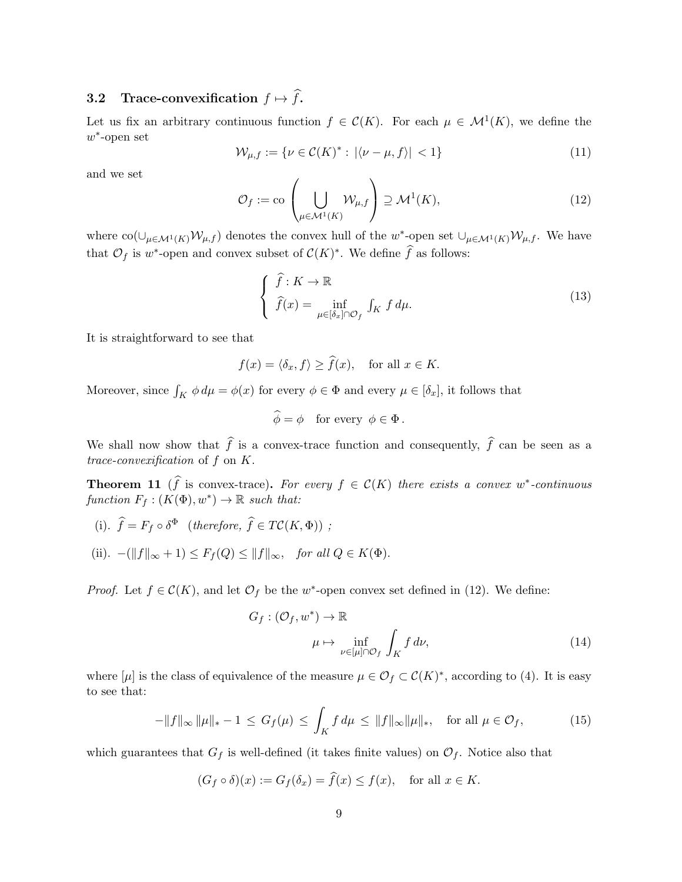### 3.2 Trace-convexification $f \mapsto \widehat{f}$.

Let us fix an arbitrary continuous function $f \in \mathcal{C}(K)$. For each $\mu \in \mathcal{M}^1(K)$, we define the $w^*$-open set

$$\mathcal{W}_{\mu,f} := \{\nu \in \mathcal{C}(K)^* : \, |\langle \nu - \mu, f\rangle| \, < 1\} \tag{11}$$

and we set

$$\mathcal{O}_f := \mathrm{co}\left( \bigcup_{\mu \in \mathcal{M}^1(K)} \mathcal{W}_{\mu,f} \right) \supseteq \mathcal{M}^1(K), \tag{12}$$

where $\mathrm{co}(\cup_{\mu\in\mathcal{M}^1(K)}\mathcal{W}_{\mu,f})$ denotes the convex hull of the $w^*$-open set $\cup_{\mu\in\mathcal{M}^1(K)}\mathcal{W}_{\mu,f}$. We have that $\mathcal{O}_f$ is $w^*$-open and convex subset of $\mathcal{C}(K)^*$. We define $\widehat{f}$ as follows:

$$\begin{cases} \widehat{f} : K \to \mathbb{R} \\ \widehat{f}(x) = \inf\limits_{\mu\in[\delta_x]\cap\mathcal{O}_f} \int_K f \, d\mu. \end{cases} \tag{13}$$

It is straightforward to see that

$$f(x) = \langle \delta_x, f\rangle \geq \widehat{f}(x), \quad \text{for all } x \in K.$$

Moreover, since $\int_K \phi \, d\mu = \phi(x)$ for every $\phi \in \Phi$ and every $\mu \in [\delta_x]$, it follows that

$$\widehat{\phi} = \phi \quad \text{for every } \phi \in \Phi\,.$$

We shall now show that $\widehat{f}$ is a convex-trace function and consequently, $\widehat{f}$ can be seen as a *trace-convexification* of $f$ on $K$.

**Theorem 11** ($\widehat{f}$ is convex-trace)**.** *For every $f \in \mathcal{C}(K)$ there exists a convex $w^*$-continuous function $F_f : (K(\Phi), w^*) \to \mathbb{R}$ such that:*

(i). $\widehat{f} = F_f \circ \delta^{\Phi}$ *(therefore, $\widehat{f} \in T\mathcal{C}(K,\Phi)$) ;*

(ii). $-(\|f\|_\infty + 1) \leq F_f(Q) \leq \|f\|_\infty$, *for all $Q \in K(\Phi)$.*

*Proof.* Let $f \in \mathcal{C}(K)$, and let $\mathcal{O}_f$ be the $w^*$-open convex set defined in (12). We define:

$$\begin{aligned} G_f : (\mathcal{O}_f, w^*) &\to \mathbb{R} \\ \mu &\mapsto \inf_{\nu\in[\mu]\cap\mathcal{O}_f} \int_K f \, d\nu, \end{aligned} \tag{14}$$

where $[\mu]$ is the class of equivalence of the measure $\mu \in \mathcal{O}_f \subset \mathcal{C}(K)^*$, according to (4). It is easy to see that:

$$-\|f\|_\infty \, \|\mu\|_* - 1 \, \leq \, G_f(\mu) \, \leq \, \int_K f \, d\mu \, \leq \, \|f\|_\infty \|\mu\|_*, \quad \text{for all } \mu \in \mathcal{O}_f, \tag{15}$$

which guarantees that $G_f$ is well-defined (it takes finite values) on $\mathcal{O}_f$. Notice also that

$$(G_f \circ \delta)(x) := G_f(\delta_x) = \widehat{f}(x) \leq f(x), \quad \text{for all } x \in K.$$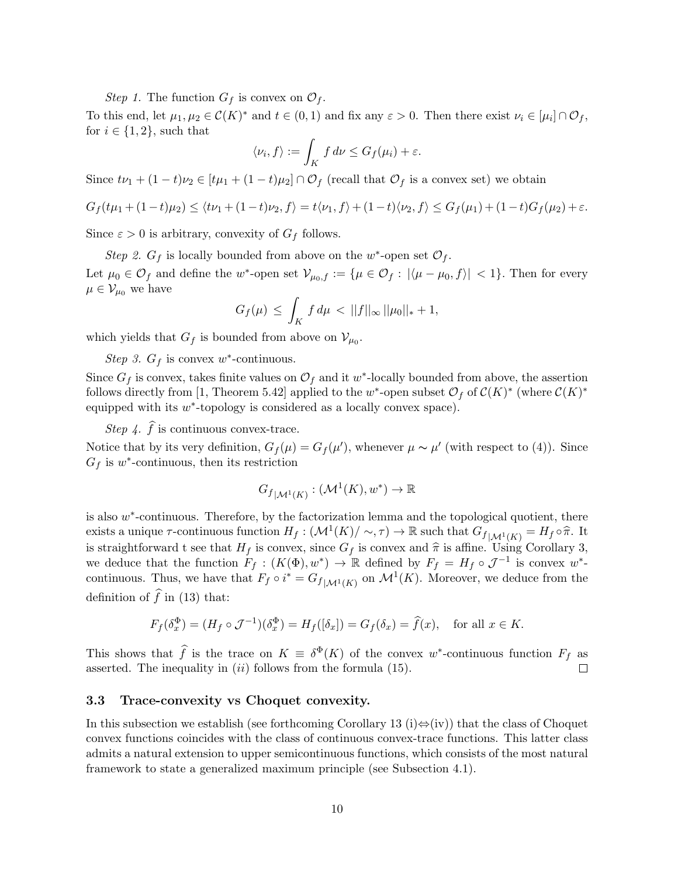*Step 1.* The function $G_f$ is convex on $\mathcal{O}_f$.
To this end, let $\mu_1, \mu_2 \in \mathcal{C}(K)^*$ and $t \in (0,1)$ and fix any $\varepsilon > 0$. Then there exist $\nu_i \in [\mu_i] \cap \mathcal{O}_f$, for $i \in \{1,2\}$, such that

$$\langle \nu_i, f \rangle := \int_K f \, d\nu \leq G_f(\mu_i) + \varepsilon.$$

Since $t\nu_1 + (1-t)\nu_2 \in [t\mu_1 + (1-t)\mu_2] \cap \mathcal{O}_f$ (recall that $\mathcal{O}_f$ is a convex set) we obtain

$$G_f(t\mu_1 + (1-t)\mu_2) \leq \langle t\nu_1 + (1-t)\nu_2, f \rangle = t\langle \nu_1, f \rangle + (1-t)\langle \nu_2, f \rangle \leq G_f(\mu_1) + (1-t)G_f(\mu_2) + \varepsilon.$$

Since $\varepsilon > 0$ is arbitrary, convexity of $G_f$ follows.

*Step 2.* $G_f$ is locally bounded from above on the $w^*$-open set $\mathcal{O}_f$.
Let $\mu_0 \in \mathcal{O}_f$ and define the $w^*$-open set $\mathcal{V}_{\mu_0, f} := \{\mu \in \mathcal{O}_f : |\langle \mu - \mu_0, f \rangle| < 1\}$. Then for every $\mu \in \mathcal{V}_{\mu_0}$ we have

$$G_f(\mu) \leq \int_K f \, d\mu < ||f||_\infty \, ||\mu_0||_* + 1,$$

which yields that $G_f$ is bounded from above on $\mathcal{V}_{\mu_0}$.

*Step 3.* $G_f$ is convex $w^*$-continuous.
Since $G_f$ is convex, takes finite values on $\mathcal{O}_f$ and it $w^*$-locally bounded from above, the assertion follows directly from [1, Theorem 5.42] applied to the $w^*$-open subset $\mathcal{O}_f$ of $\mathcal{C}(K)^*$ (where $\mathcal{C}(K)^*$ equipped with its $w^*$-topology is considered as a locally convex space).

*Step 4.* $\widehat{f}$ is continuous convex-trace.
Notice that by its very definition, $G_f(\mu) = G_f(\mu')$, whenever $\mu \sim \mu'$ (with respect to (4)). Since $G_f$ is $w^*$-continuous, then its restriction

$$G_{f|\mathcal{M}^1(K)} : (\mathcal{M}^1(K), w^*) \to \mathbb{R}$$

is also $w^*$-continuous. Therefore, by the factorization lemma and the topological quotient, there exists a unique $\tau$-continuous function $H_f : (\mathcal{M}^1(K)/\sim, \tau) \to \mathbb{R}$ such that $G_{f|\mathcal{M}^1(K)} = H_f \circ \widehat{\pi}$. It is straightforward t see that $H_f$ is convex, since $G_f$ is convex and $\widehat{\pi}$ is affine. Using Corollary 3, we deduce that the function $F_f : (K(\Phi), w^*) \to \mathbb{R}$ defined by $F_f = H_f \circ \mathcal{J}^{-1}$ is convex $w^*$-continuous. Thus, we have that $F_f \circ i^* = G_{f|\mathcal{M}^1(K)}$ on $\mathcal{M}^1(K)$. Moreover, we deduce from the definition of $\widehat{f}$ in (13) that:

$$F_f(\delta_x^\Phi) = (H_f \circ \mathcal{J}^{-1})(\delta_x^\Phi) = H_f([\delta_x]) = G_f(\delta_x) = \widehat{f}(x), \quad \text{for all } x \in K.$$

This shows that $\widehat{f}$ is the trace on $K \equiv \delta^\Phi(K)$ of the convex $w^*$-continuous function $F_f$ as asserted. The inequality in $(ii)$ follows from the formula (15). $\square$

### 3.3 Trace-convexity vs Choquet convexity.

In this subsection we establish (see forthcoming Corollary 13 (i)$\Leftrightarrow$(iv)) that the class of Choquet convex functions coincides with the class of continuous convex-trace functions. This latter class admits a natural extension to upper semicontinuous functions, which consists of the most natural framework to state a generalized maximum principle (see Subsection 4.1).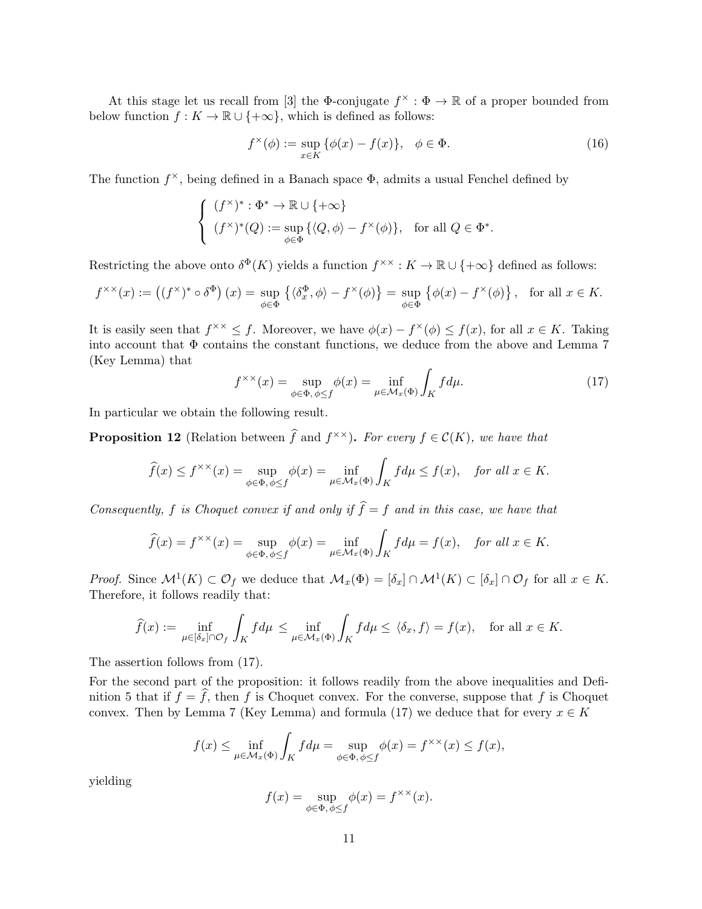At this stage let us recall from [3] the $\Phi$-conjugate $f^{\times} : \Phi \to \mathbb{R}$ of a proper bounded from below function $f : K \to \mathbb{R} \cup \{+\infty\}$, which is defined as follows:

$$f^{\times}(\phi) := \sup_{x \in K} \{\phi(x) - f(x)\}, \quad \phi \in \Phi. \tag{16}$$

The function $f^{\times}$, being defined in a Banach space $\Phi$, admits a usual Fenchel defined by

$$\begin{cases} (f^{\times})^* : \Phi^* \to \mathbb{R} \cup \{+\infty\} \\ (f^{\times})^*(Q) := \sup_{\phi \in \Phi} \{\langle Q, \phi \rangle - f^{\times}(\phi)\}, \quad \text{for all } Q \in \Phi^*. \end{cases}$$

Restricting the above onto $\delta^{\Phi}(K)$ yields a function $f^{\times\times} : K \to \mathbb{R} \cup \{+\infty\}$ defined as follows:

$$f^{\times\times}(x) := \left((f^{\times})^* \circ \delta^{\Phi}\right)(x) = \sup_{\phi \in \Phi} \left\{\langle \delta_x^{\Phi}, \phi \rangle - f^{\times}(\phi)\right\} = \sup_{\phi \in \Phi} \left\{\phi(x) - f^{\times}(\phi)\right\}, \quad \text{for all } x \in K.$$

It is easily seen that $f^{\times\times} \leq f$. Moreover, we have $\phi(x) - f^{\times}(\phi) \leq f(x)$, for all $x \in K$. Taking into account that $\Phi$ contains the constant functions, we deduce from the above and Lemma 7 (Key Lemma) that

$$f^{\times\times}(x) = \sup_{\phi \in \Phi,\, \phi \leq f} \phi(x) = \inf_{\mu \in \mathcal{M}_x(\Phi)} \int_K f d\mu. \tag{17}$$

In particular we obtain the following result.

**Proposition 12** (Relation between $\widehat{f}$ and $f^{\times\times}$)**.** *For every $f \in \mathcal{C}(K)$, we have that*

$$\widehat{f}(x) \leq f^{\times\times}(x) = \sup_{\phi \in \Phi,\, \phi \leq f} \phi(x) = \inf_{\mu \in \mathcal{M}_x(\Phi)} \int_K f d\mu \leq f(x), \quad \text{for all } x \in K.$$

*Consequently, $f$ is Choquet convex if and only if $\widehat{f} = f$ and in this case, we have that*

$$\widehat{f}(x) = f^{\times\times}(x) = \sup_{\phi \in \Phi,\, \phi \leq f} \phi(x) = \inf_{\mu \in \mathcal{M}_x(\Phi)} \int_K f d\mu = f(x), \quad \text{for all } x \in K.$$

*Proof.* Since $\mathcal{M}^1(K) \subset \mathcal{O}_f$ we deduce that $\mathcal{M}_x(\Phi) = [\delta_x] \cap \mathcal{M}^1(K) \subset [\delta_x] \cap \mathcal{O}_f$ for all $x \in K$. Therefore, it follows readily that:

$$\widehat{f}(x) := \inf_{\mu \in [\delta_x] \cap \mathcal{O}_f} \int_K f d\mu \leq \inf_{\mu \in \mathcal{M}_x(\Phi)} \int_K f d\mu \leq \langle \delta_x, f \rangle = f(x), \quad \text{for all } x \in K.$$

The assertion follows from (17).

For the second part of the proposition: it follows readily from the above inequalities and Definition 5 that if $f = \widehat{f}$, then $f$ is Choquet convex. For the converse, suppose that $f$ is Choquet convex. Then by Lemma 7 (Key Lemma) and formula (17) we deduce that for every $x \in K$

$$f(x) \leq \inf_{\mu \in \mathcal{M}_x(\Phi)} \int_K f d\mu = \sup_{\phi \in \Phi,\, \phi \leq f} \phi(x) = f^{\times\times}(x) \leq f(x),$$

yielding

$$f(x) = \sup_{\phi \in \Phi,\, \phi \leq f} \phi(x) = f^{\times\times}(x).$$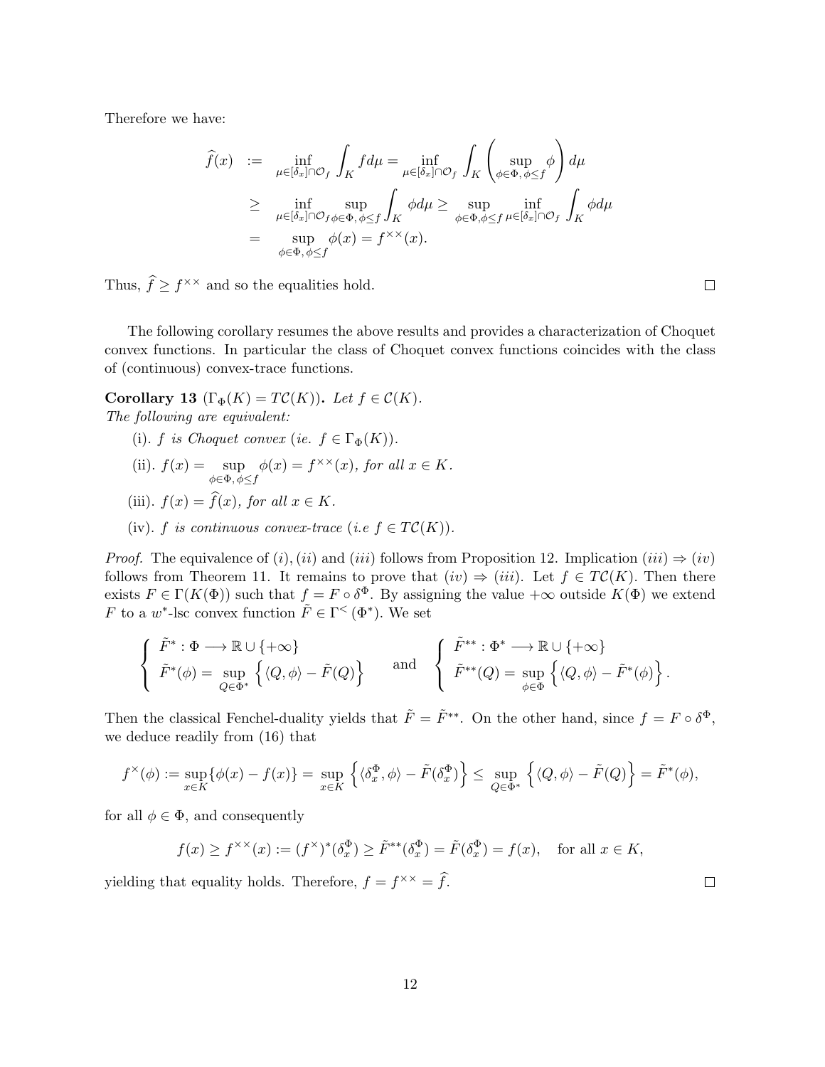Therefore we have:

$$
\begin{aligned}
\widehat{f}(x) &:= \inf_{\mu\in[\delta_x]\cap\mathcal{O}_f} \int_K f d\mu = \inf_{\mu\in[\delta_x]\cap\mathcal{O}_f} \int_K \left( \sup_{\phi\in\Phi,\, \phi\le f} \phi \right) d\mu \\
&\ge \inf_{\mu\in[\delta_x]\cap\mathcal{O}_f} \sup_{\phi\in\Phi,\, \phi\le f} \int_K \phi d\mu \ge \sup_{\phi\in\Phi, \phi\le f} \inf_{\mu\in[\delta_x]\cap\mathcal{O}_f} \int_K \phi d\mu \\
&= \sup_{\phi\in\Phi,\, \phi\le f} \phi(x) = f^{\times\times}(x).
\end{aligned}
$$

Thus, $\widehat{f} \ge f^{\times\times}$ and so the equalities hold. $\square$

The following corollary resumes the above results and provides a characterization of Choquet convex functions. In particular the class of Choquet convex functions coincides with the class of (continuous) convex-trace functions.

**Corollary 13** **($\Gamma_\Phi(K) = T\mathcal{C}(K)$).** *Let $f \in \mathcal{C}(K)$. The following are equivalent:*

(i). *$f$ is Choquet convex (ie. $f \in \Gamma_\Phi(K)$).*

(ii). *$f(x) = \sup_{\phi\in\Phi,\, \phi\le f} \phi(x) = f^{\times\times}(x)$, for all $x \in K$.*

(iii). *$f(x) = \widehat{f}(x)$, for all $x \in K$.*

(iv). *$f$ is continuous convex-trace (i.e $f \in T\mathcal{C}(K)$).*

*Proof.* The equivalence of $(i), (ii)$ and $(iii)$ follows from Proposition 12. Implication $(iii) \Rightarrow (iv)$ follows from Theorem 11. It remains to prove that $(iv) \Rightarrow (iii)$. Let $f \in T\mathcal{C}(K)$. Then there exists $F \in \Gamma(K(\Phi))$ such that $f = F \circ \delta^\Phi$. By assigning the value $+\infty$ outside $K(\Phi)$ we extend $F$ to a $w^*$-lsc convex function $\tilde{F} \in \Gamma^<(\Phi^*)$. We set

$$
\begin{cases} \tilde{F}^* : \Phi \longrightarrow \mathbb{R} \cup \{+\infty\} \\ \tilde{F}^*(\phi) = \sup_{Q\in\Phi^*} \left\{ \langle Q, \phi\rangle - \tilde{F}(Q) \right\} \end{cases} \quad \text{and} \quad \begin{cases} \tilde{F}^{**} : \Phi^* \longrightarrow \mathbb{R} \cup \{+\infty\} \\ \tilde{F}^{**}(Q) = \sup_{\phi\in\Phi} \left\{ \langle Q, \phi\rangle - \tilde{F}^*(\phi) \right\}. \end{cases}
$$

Then the classical Fenchel-duality yields that $\tilde{F} = \tilde{F}^{**}$. On the other hand, since $f = F \circ \delta^\Phi$, we deduce readily from (16) that

$$
f^\times(\phi) := \sup_{x\in K}\{\phi(x) - f(x)\} = \sup_{x\in K} \left\{ \langle \delta_x^\Phi, \phi\rangle - \tilde{F}(\delta_x^\Phi) \right\} \le \sup_{Q\in\Phi^*} \left\{ \langle Q, \phi\rangle - \tilde{F}(Q) \right\} = \tilde{F}^*(\phi),
$$

for all $\phi \in \Phi$, and consequently

$$
f(x) \ge f^{\times\times}(x) := (f^\times)^*(\delta_x^\Phi) \ge \tilde{F}^{**}(\delta_x^\Phi) = \tilde{F}(\delta_x^\Phi) = f(x), \quad \text{for all } x \in K,
$$

yielding that equality holds. Therefore, $f = f^{\times\times} = \widehat{f}$. $\square$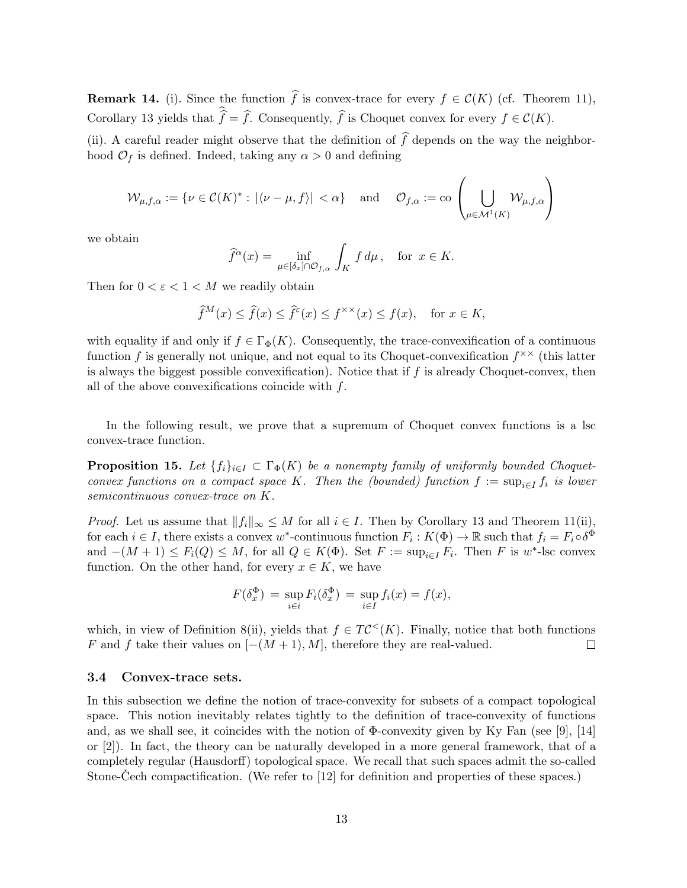**Remark 14.** (i). Since the function $\widehat{f}$ is convex-trace for every $f \in \mathcal{C}(K)$ (cf. Theorem 11), Corollary 13 yields that $\widehat{\widehat{f}} = \widehat{f}$. Consequently, $\widehat{f}$ is Choquet convex for every $f \in \mathcal{C}(K)$.

(ii). A careful reader might observe that the definition of $\widehat{f}$ depends on the way the neighborhood $\mathcal{O}_f$ is defined. Indeed, taking any $\alpha > 0$ and defining

$$\mathcal{W}_{\mu,f,\alpha} := \{\nu \in \mathcal{C}(K)^* : |\langle \nu - \mu, f\rangle| < \alpha\} \quad \text{and} \quad \mathcal{O}_{f,\alpha} := \text{co}\left(\bigcup_{\mu \in \mathcal{M}^1(K)} \mathcal{W}_{\mu,f,\alpha}\right)$$

we obtain

$$\widehat{f}^{\alpha}(x) = \inf_{\mu \in [\delta_x] \cap \mathcal{O}_{f,\alpha}} \int_K f \, d\mu\,, \quad \text{for } x \in K.$$

Then for $0 < \varepsilon < 1 < M$ we readily obtain

$$\widehat{f}^{M}(x) \le \widehat{f}(x) \le \widehat{f}^{\varepsilon}(x) \le f^{\times\times}(x) \le f(x), \quad \text{for } x \in K,$$

with equality if and only if $f \in \Gamma_\Phi(K)$. Consequently, the trace-convexification of a continuous function $f$ is generally not unique, and not equal to its Choquet-convexification $f^{\times\times}$ (this latter is always the biggest possible convexification). Notice that if $f$ is already Choquet-convex, then all of the above convexifications coincide with $f$.

In the following result, we prove that a supremum of Choquet convex functions is a lsc convex-trace function.

**Proposition 15.** *Let $\{f_i\}_{i \in I} \subset \Gamma_\Phi(K)$ be a nonempty family of uniformly bounded Choquet-convex functions on a compact space $K$. Then the (bounded) function $f := \sup_{i \in I} f_i$ is lower semicontinuous convex-trace on $K$.*

*Proof.* Let us assume that $\|f_i\|_\infty \le M$ for all $i \in I$. Then by Corollary 13 and Theorem 11(ii), for each $i \in I$, there exists a convex $w^*$-continuous function $F_i : K(\Phi) \to \mathbb{R}$ such that $f_i = F_i \circ \delta^\Phi$ and $-(M+1) \le F_i(Q) \le M$, for all $Q \in K(\Phi)$. Set $F := \sup_{i \in I} F_i$. Then $F$ is $w^*$-lsc convex function. On the other hand, for every $x \in K$, we have

$$F(\delta_x^\Phi) \;=\; \sup_{i \in i} F_i(\delta_x^\Phi) \;=\; \sup_{i \in I} f_i(x) = f(x),$$

which, in view of Definition 8(ii), yields that $f \in \mathcal{TC}^<(K)$. Finally, notice that both functions $F$ and $f$ take their values on $[-(M+1), M]$, therefore they are real-valued. $\square$

### 3.4 Convex-trace sets.

In this subsection we define the notion of trace-convexity for subsets of a compact topological space. This notion inevitably relates tightly to the definition of trace-convexity of functions and, as we shall see, it coincides with the notion of $\Phi$-convexity given by Ky Fan (see [9], [14] or [2]). In fact, the theory can be naturally developed in a more general framework, that of a completely regular (Hausdorff) topological space. We recall that such spaces admit the so-called Stone-Čech compactification. (We refer to [12] for definition and properties of these spaces.)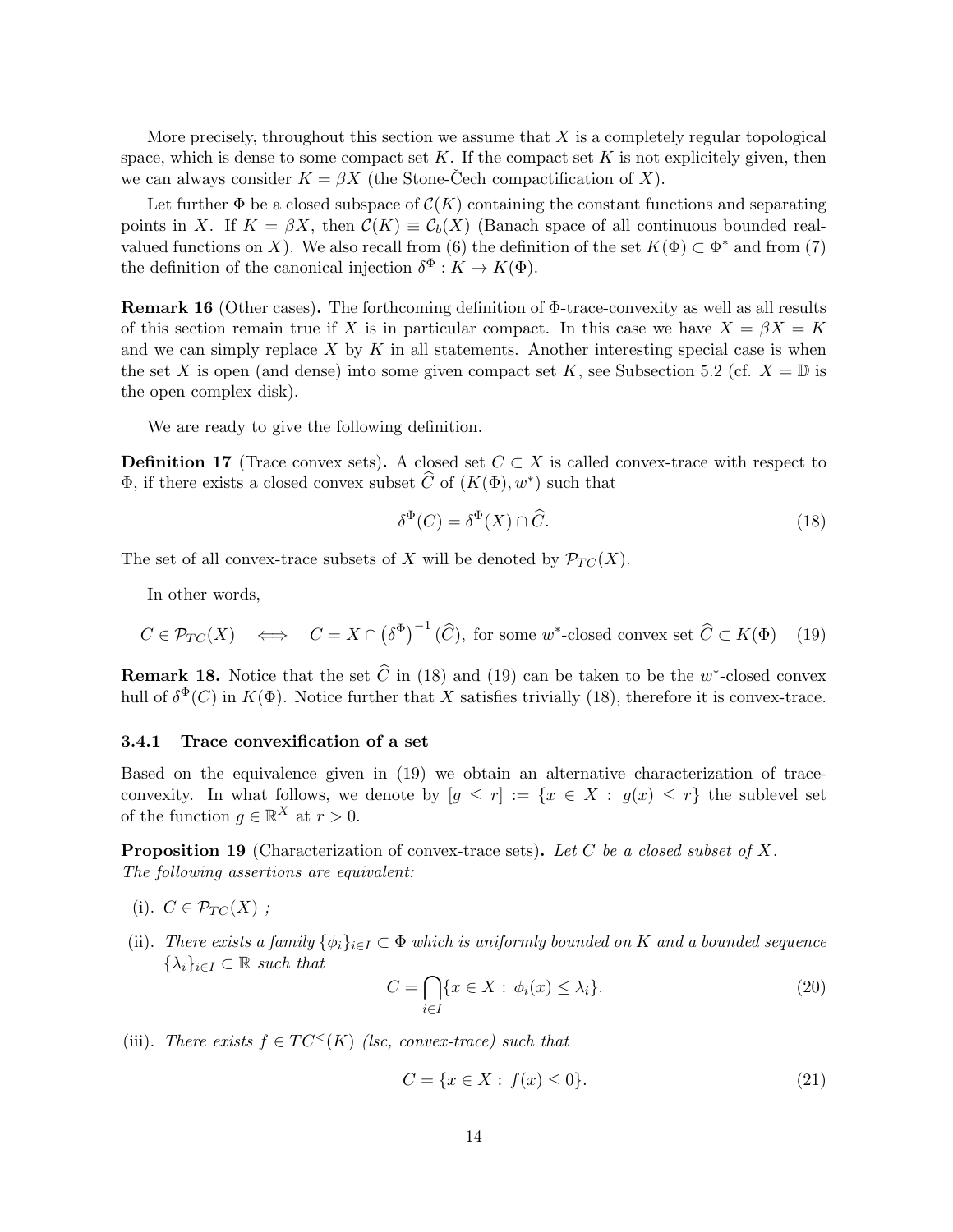More precisely, throughout this section we assume that $X$ is a completely regular topological space, which is dense to some compact set $K$. If the compact set $K$ is not explicitely given, then we can always consider $K = \beta X$ (the Stone-Čech compactification of $X$).

Let further $\Phi$ be a closed subspace of $\mathcal{C}(K)$ containing the constant functions and separating points in $X$. If $K = \beta X$, then $\mathcal{C}(K) \equiv \mathcal{C}_b(X)$ (Banach space of all continuous bounded real-valued functions on $X$). We also recall from (6) the definition of the set $K(\Phi) \subset \Phi^*$ and from (7) the definition of the canonical injection $\delta^\Phi : K \to K(\Phi)$.

**Remark 16** (Other cases)**.** The forthcoming definition of $\Phi$-trace-convexity as well as all results of this section remain true if $X$ is in particular compact. In this case we have $X = \beta X = K$ and we can simply replace $X$ by $K$ in all statements. Another interesting special case is when the set $X$ is open (and dense) into some given compact set $K$, see Subsection 5.2 (cf. $X = \mathbb{D}$ is the open complex disk).

We are ready to give the following definition.

**Definition 17** (Trace convex sets)**.** A closed set $C \subset X$ is called convex-trace with respect to $\Phi$, if there exists a closed convex subset $\widehat{C}$ of $(K(\Phi), w^*)$ such that

$$\delta^\Phi(C) = \delta^\Phi(X) \cap \widehat{C}. \tag{18}$$

The set of all convex-trace subsets of $X$ will be denoted by $\mathcal{P}_{TC}(X)$.

In other words,

$$C \in \mathcal{P}_{TC}(X) \quad \Longleftrightarrow \quad C = X \cap \left(\delta^\Phi\right)^{-1}(\widehat{C}), \text{ for some } w^*\text{-closed convex set } \widehat{C} \subset K(\Phi) \tag{19}$$

**Remark 18.** Notice that the set $\widehat{C}$ in (18) and (19) can be taken to be the $w^*$-closed convex hull of $\delta^\Phi(C)$ in $K(\Phi)$. Notice further that $X$ satisfies trivially (18), therefore it is convex-trace.

### 3.4.1 Trace convexification of a set

Based on the equivalence given in (19) we obtain an alternative characterization of trace-convexity. In what follows, we denote by $[g \leq r] := \{x \in X : g(x) \leq r\}$ the sublevel set of the function $g \in \mathbb{R}^X$ at $r > 0$.

**Proposition 19** (Characterization of convex-trace sets)**.** *Let $C$ be a closed subset of $X$. The following assertions are equivalent:*

(i). $C \in \mathcal{P}_{TC}(X)$ *;*

(ii). *There exists a family $\{\phi_i\}_{i\in I} \subset \Phi$ which is uniformly bounded on $K$ and a bounded sequence $\{\lambda_i\}_{i\in I} \subset \mathbb{R}$ such that*

$$C = \bigcap_{i\in I}\{x \in X : \phi_i(x) \leq \lambda_i\}. \tag{20}$$

(iii). *There exists $f \in TC^<(K)$ (lsc, convex-trace) such that*

$$C = \{x \in X : f(x) \leq 0\}. \tag{21}$$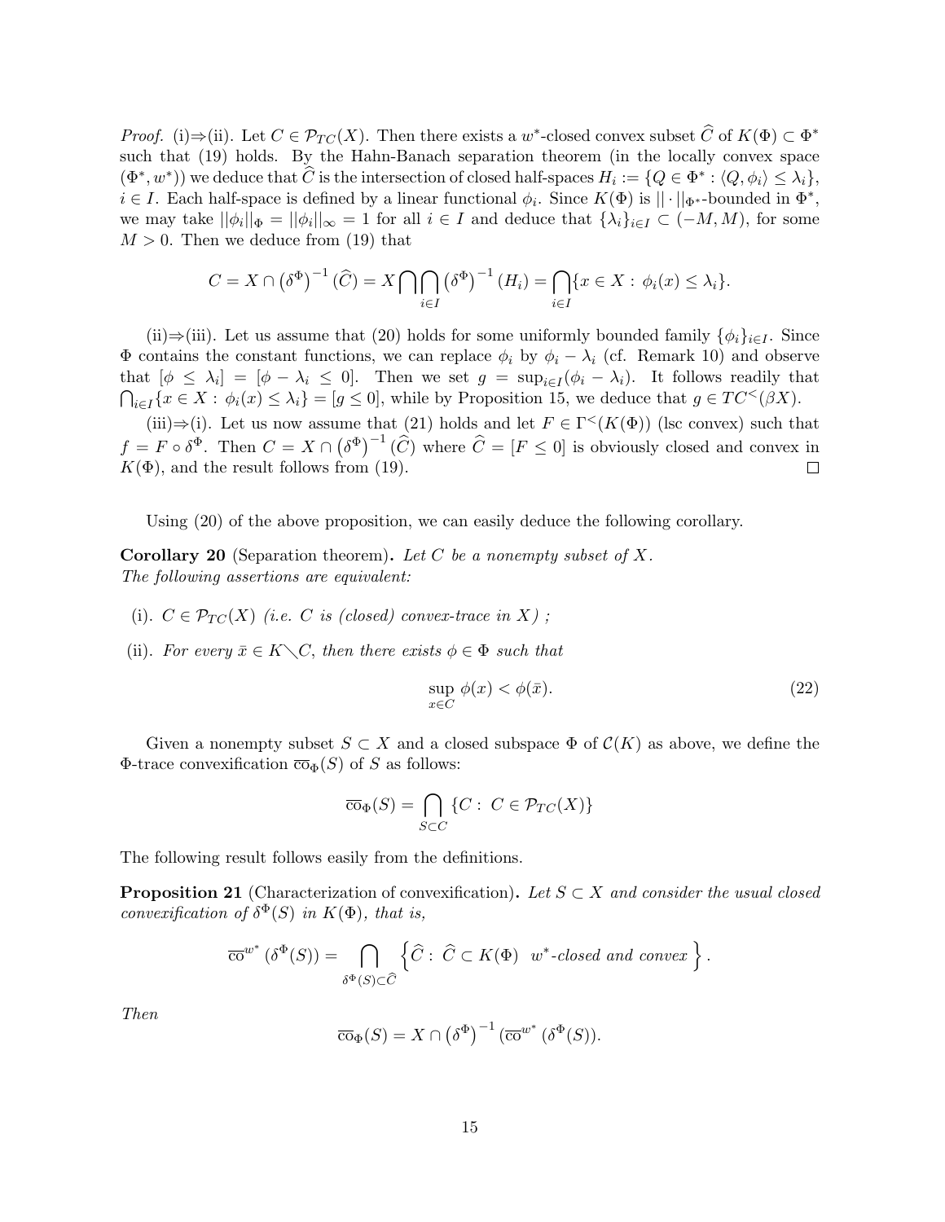*Proof.* (i)⇒(ii). Let $C \in \mathcal{P}_{TC}(X)$. Then there exists a $w^*$-closed convex subset $\widehat{C}$ of $K(\Phi) \subset \Phi^*$ such that (19) holds. By the Hahn-Banach separation theorem (in the locally convex space $(\Phi^*, w^*)$) we deduce that $\widehat{C}$ is the intersection of closed half-spaces $H_i := \{Q \in \Phi^* : \langle Q, \phi_i \rangle \leq \lambda_i\}$, $i \in I$. Each half-space is defined by a linear functional $\phi_i$. Since $K(\Phi)$ is $||\cdot||_{\Phi^*}$-bounded in $\Phi^*$, we may take $||\phi_i||_\Phi = ||\phi_i||_\infty = 1$ for all $i \in I$ and deduce that $\{\lambda_i\}_{i \in I} \subset (-M, M)$, for some $M > 0$. Then we deduce from (19) that

$$C = X \cap \left(\delta^\Phi\right)^{-1}(\widehat{C}) = X \bigcap \bigcap_{i \in I} \left(\delta^\Phi\right)^{-1}(H_i) = \bigcap_{i \in I} \{x \in X : \phi_i(x) \leq \lambda_i\}.$$

(ii)⇒(iii). Let us assume that (20) holds for some uniformly bounded family $\{\phi_i\}_{i \in I}$. Since $\Phi$ contains the constant functions, we can replace $\phi_i$ by $\phi_i - \lambda_i$ (cf. Remark 10) and observe that $[\phi \leq \lambda_i] = [\phi - \lambda_i \leq 0]$. Then we set $g = \sup_{i \in I}(\phi_i - \lambda_i)$. It follows readily that $\bigcap_{i \in I}\{x \in X : \phi_i(x) \leq \lambda_i\} = [g \leq 0]$, while by Proposition 15, we deduce that $g \in TC^<(\beta X)$.

(iii)⇒(i). Let us now assume that (21) holds and let $F \in \Gamma^<(K(\Phi))$ (lsc convex) such that $f = F \circ \delta^\Phi$. Then $C = X \cap \left(\delta^\Phi\right)^{-1}(\widehat{C})$ where $\widehat{C} = [F \leq 0]$ is obviously closed and convex in $K(\Phi)$, and the result follows from (19). □

Using (20) of the above proposition, we can easily deduce the following corollary.

**Corollary 20** (Separation theorem)**.** *Let $C$ be a nonempty subset of $X$. The following assertions are equivalent:*

- (i). *$C \in \mathcal{P}_{TC}(X)$ (i.e. $C$ is (closed) convex-trace in $X$) ;*
- (ii). *For every $\bar{x} \in K \setminus C$, then there exists $\phi \in \Phi$ such that*

$$\sup_{x \in C} \phi(x) < \phi(\bar{x}). \tag{22}$$

Given a nonempty subset $S \subset X$ and a closed subspace $\Phi$ of $\mathcal{C}(K)$ as above, we define the $\Phi$-trace convexification $\overline{\text{co}}_\Phi(S)$ of $S$ as follows:

$$\overline{\text{co}}_\Phi(S) = \bigcap_{S \subset C} \{C : C \in \mathcal{P}_{TC}(X)\}$$

The following result follows easily from the definitions.

**Proposition 21** (Characterization of convexification)**.** *Let $S \subset X$ and consider the usual closed convexification of $\delta^\Phi(S)$ in $K(\Phi)$, that is,*

$$\overline{\text{co}}^{w^*}(\delta^\Phi(S)) = \bigcap_{\delta^\Phi(S) \subset \widehat{C}} \left\{\widehat{C} : \widehat{C} \subset K(\Phi) \;\; w^*\text{-closed and convex}\right\}.$$

*Then*

$$\overline{\text{co}}_\Phi(S) = X \cap \left(\delta^\Phi\right)^{-1}(\overline{\text{co}}^{w^*}(\delta^\Phi(S)).$$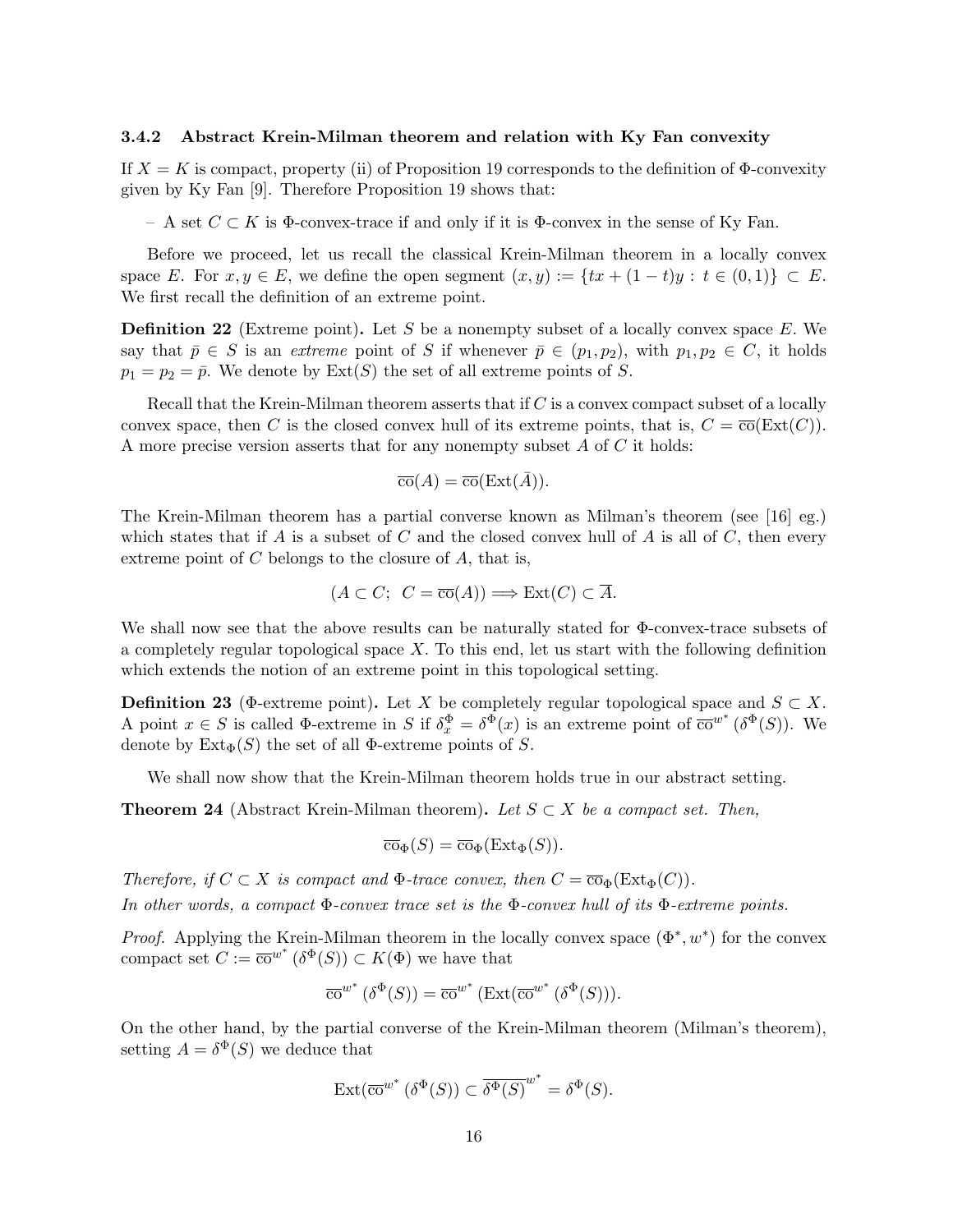### 3.4.2 Abstract Krein-Milman theorem and relation with Ky Fan convexity

If $X = K$ is compact, property (ii) of Proposition 19 corresponds to the definition of $\Phi$-convexity given by Ky Fan [9]. Therefore Proposition 19 shows that:

– A set $C \subset K$ is $\Phi$-convex-trace if and only if it is $\Phi$-convex in the sense of Ky Fan.

Before we proceed, let us recall the classical Krein-Milman theorem in a locally convex space $E$. For $x, y \in E$, we define the open segment $(x, y) := \{tx + (1-t)y : t \in (0,1)\} \subset E$. We first recall the definition of an extreme point.

**Definition 22** (Extreme point)**.** Let $S$ be a nonempty subset of a locally convex space $E$. We say that $\bar{p} \in S$ is an *extreme* point of $S$ if whenever $\bar{p} \in (p_1, p_2)$, with $p_1, p_2 \in C$, it holds $p_1 = p_2 = \bar{p}$. We denote by $\mathrm{Ext}(S)$ the set of all extreme points of $S$.

Recall that the Krein-Milman theorem asserts that if $C$ is a convex compact subset of a locally convex space, then $C$ is the closed convex hull of its extreme points, that is, $C = \overline{\mathrm{co}}(\mathrm{Ext}(C))$. A more precise version asserts that for any nonempty subset $A$ of $C$ it holds:

$$\overline{\mathrm{co}}(A) = \overline{\mathrm{co}}(\mathrm{Ext}(\bar{A})).$$

The Krein-Milman theorem has a partial converse known as Milman's theorem (see [16] eg.) which states that if $A$ is a subset of $C$ and the closed convex hull of $A$ is all of $C$, then every extreme point of $C$ belongs to the closure of $A$, that is,

$$(A \subset C;\ \ C = \overline{\mathrm{co}}(A)) \Longrightarrow \mathrm{Ext}(C) \subset \overline{A}.$$

We shall now see that the above results can be naturally stated for $\Phi$-convex-trace subsets of a completely regular topological space $X$. To this end, let us start with the following definition which extends the notion of an extreme point in this topological setting.

**Definition 23** ($\Phi$-extreme point)**.** Let $X$ be completely regular topological space and $S \subset X$. A point $x \in S$ is called $\Phi$-extreme in $S$ if $\delta_x^\Phi = \delta^\Phi(x)$ is an extreme point of $\overline{\mathrm{co}}^{w^*}(\delta^\Phi(S))$. We denote by $\mathrm{Ext}_\Phi(S)$ the set of all $\Phi$-extreme points of $S$.

We shall now show that the Krein-Milman theorem holds true in our abstract setting.

**Theorem 24** (Abstract Krein-Milman theorem)**.** *Let $S \subset X$ be a compact set. Then,*

$$\overline{\mathrm{co}}_\Phi(S) = \overline{\mathrm{co}}_\Phi(\mathrm{Ext}_\Phi(S)).$$

*Therefore, if $C \subset X$ is compact and $\Phi$-trace convex, then $C = \overline{\mathrm{co}}_\Phi(\mathrm{Ext}_\Phi(C))$.*
*In other words, a compact $\Phi$-convex trace set is the $\Phi$-convex hull of its $\Phi$-extreme points.*

*Proof.* Applying the Krein-Milman theorem in the locally convex space $(\Phi^*, w^*)$ for the convex compact set $C := \overline{\mathrm{co}}^{w^*}(\delta^\Phi(S)) \subset K(\Phi)$ we have that

$$\overline{\mathrm{co}}^{w^*}(\delta^\Phi(S)) = \overline{\mathrm{co}}^{w^*}(\mathrm{Ext}(\overline{\mathrm{co}}^{w^*}(\delta^\Phi(S))).$$

On the other hand, by the partial converse of the Krein-Milman theorem (Milman's theorem), setting $A = \delta^\Phi(S)$ we deduce that

$$\mathrm{Ext}(\overline{\mathrm{co}}^{w^*}(\delta^\Phi(S)) \subset \overline{\delta^\Phi(S)}^{w^*} = \delta^\Phi(S).$$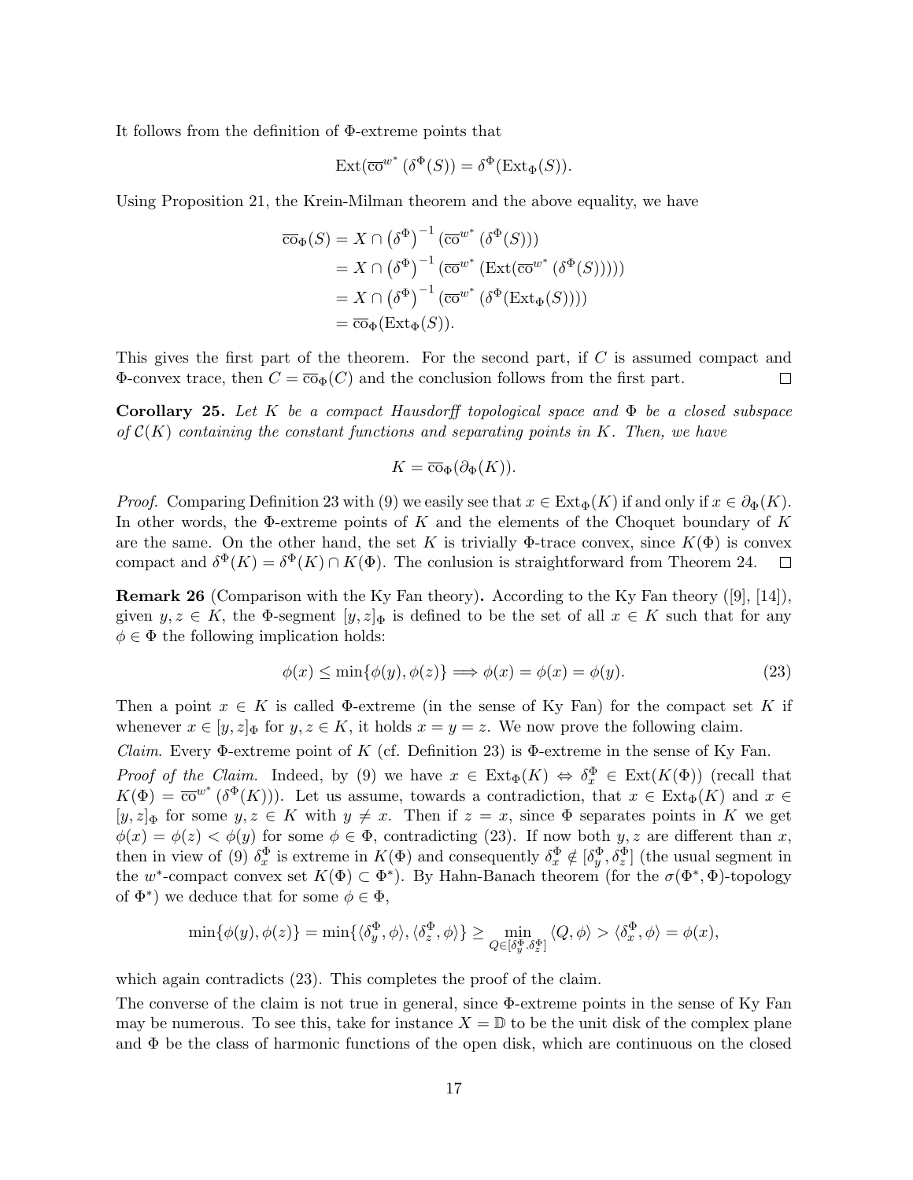It follows from the definition of Φ-extreme points that

$$\operatorname{Ext}(\overline{\operatorname{co}}^{w^*}(\delta^\Phi(S)) = \delta^\Phi(\operatorname{Ext}_\Phi(S)).$$

Using Proposition 21, the Krein-Milman theorem and the above equality, we have

$$\begin{aligned}
\overline{\operatorname{co}}_\Phi(S) &= X \cap \left(\delta^\Phi\right)^{-1}(\overline{\operatorname{co}}^{w^*}(\delta^\Phi(S))) \\
&= X \cap \left(\delta^\Phi\right)^{-1}(\overline{\operatorname{co}}^{w^*}(\operatorname{Ext}(\overline{\operatorname{co}}^{w^*}(\delta^\Phi(S))))) \\
&= X \cap \left(\delta^\Phi\right)^{-1}(\overline{\operatorname{co}}^{w^*}(\delta^\Phi(\operatorname{Ext}_\Phi(S)))) \\
&= \overline{\operatorname{co}}_\Phi(\operatorname{Ext}_\Phi(S)).
\end{aligned}$$

This gives the first part of the theorem. For the second part, if $C$ is assumed compact and Φ-convex trace, then $C = \overline{\operatorname{co}}_\Phi(C)$ and the conclusion follows from the first part. □

**Corollary 25.** *Let $K$ be a compact Hausdorff topological space and $\Phi$ be a closed subspace of $\mathcal{C}(K)$ containing the constant functions and separating points in $K$. Then, we have*

$$K = \overline{\operatorname{co}}_\Phi(\partial_\Phi(K)).$$

*Proof.* Comparing Definition 23 with (9) we easily see that $x \in \operatorname{Ext}_\Phi(K)$ if and only if $x \in \partial_\Phi(K)$. In other words, the Φ-extreme points of $K$ and the elements of the Choquet boundary of $K$ are the same. On the other hand, the set $K$ is trivially Φ-trace convex, since $K(\Phi)$ is convex compact and $\delta^\Phi(K) = \delta^\Phi(K) \cap K(\Phi)$. The conlusion is straightforward from Theorem 24. □

**Remark 26** (Comparison with the Ky Fan theory)**.** According to the Ky Fan theory ([9], [14]), given $y, z \in K$, the Φ-segment $[y, z]_\Phi$ is defined to be the set of all $x \in K$ such that for any $\phi \in \Phi$ the following implication holds:

$$\phi(x) \leq \min\{\phi(y), \phi(z)\} \Longrightarrow \phi(x) = \phi(x) = \phi(y). \tag{23}$$

Then a point $x \in K$ is called Φ-extreme (in the sense of Ky Fan) for the compact set $K$ if whenever $x \in [y, z]_\Phi$ for $y, z \in K$, it holds $x = y = z$. We now prove the following claim.

*Claim.* Every Φ-extreme point of $K$ (cf. Definition 23) is Φ-extreme in the sense of Ky Fan.

*Proof of the Claim.* Indeed, by (9) we have $x \in \operatorname{Ext}_\Phi(K) \Leftrightarrow \delta_x^\Phi \in \operatorname{Ext}(K(\Phi))$ (recall that $K(\Phi) = \overline{\operatorname{co}}^{w^*}(\delta^\Phi(K)))$. Let us assume, towards a contradiction, that $x \in \operatorname{Ext}_\Phi(K)$ and $x \in [y, z]_\Phi$ for some $y, z \in K$ with $y \neq x$. Then if $z = x$, since Φ separates points in $K$ we get $\phi(x) = \phi(z) < \phi(y)$ for some $\phi \in \Phi$, contradicting (23). If now both $y, z$ are different than $x$, then in view of (9) $\delta_x^\Phi$ is extreme in $K(\Phi)$ and consequently $\delta_x^\Phi \notin [\delta_y^\Phi, \delta_z^\Phi]$ (the usual segment in the $w^*$-compact convex set $K(\Phi) \subset \Phi^*$). By Hahn-Banach theorem (for the $\sigma(\Phi^*, \Phi)$-topology of $\Phi^*$) we deduce that for some $\phi \in \Phi$,

$$\min\{\phi(y), \phi(z)\} = \min\{\langle \delta_y^\Phi, \phi\rangle, \langle \delta_z^\Phi, \phi\rangle\} \geq \min_{Q \in [\delta_y^\Phi, \delta_z^\Phi]} \langle Q, \phi\rangle > \langle \delta_x^\Phi, \phi\rangle = \phi(x),$$

which again contradicts (23). This completes the proof of the claim.

The converse of the claim is not true in general, since Φ-extreme points in the sense of Ky Fan may be numerous. To see this, take for instance $X = \mathbb{D}$ to be the unit disk of the complex plane and Φ be the class of harmonic functions of the open disk, which are continuous on the closed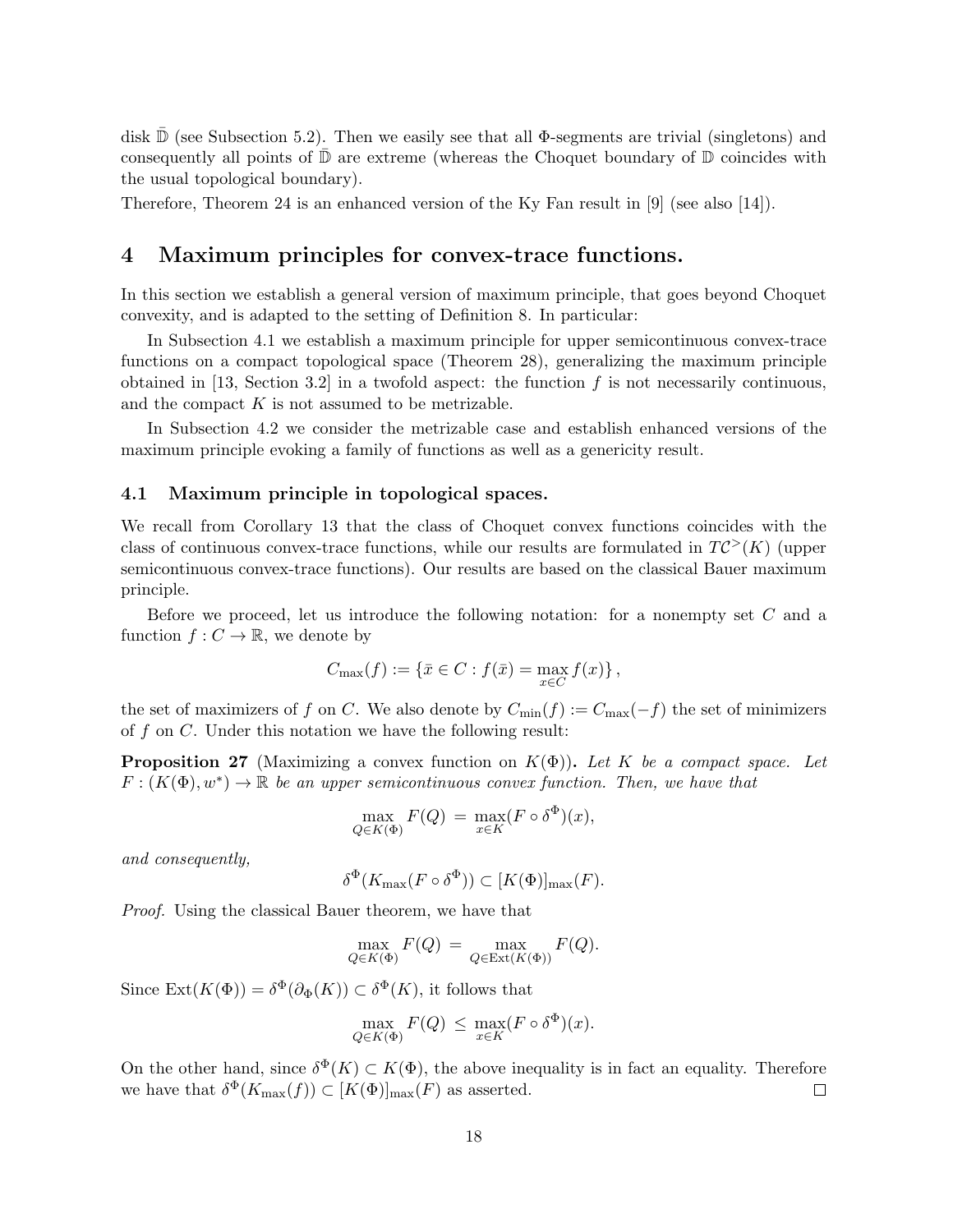disk $\bar{\mathbb{D}}$ (see Subsection 5.2). Then we easily see that all $\Phi$-segments are trivial (singletons) and consequently all points of $\bar{\mathbb{D}}$ are extreme (whereas the Choquet boundary of $\mathbb{D}$ coincides with the usual topological boundary).

Therefore, Theorem 24 is an enhanced version of the Ky Fan result in [9] (see also [14]).

# 4 Maximum principles for convex-trace functions.

In this section we establish a general version of maximum principle, that goes beyond Choquet convexity, and is adapted to the setting of Definition 8. In particular:

In Subsection 4.1 we establish a maximum principle for upper semicontinuous convex-trace functions on a compact topological space (Theorem 28), generalizing the maximum principle obtained in [13, Section 3.2] in a twofold aspect: the function $f$ is not necessarily continuous, and the compact $K$ is not assumed to be metrizable.

In Subsection 4.2 we consider the metrizable case and establish enhanced versions of the maximum principle evoking a family of functions as well as a genericity result.

## 4.1 Maximum principle in topological spaces.

We recall from Corollary 13 that the class of Choquet convex functions coincides with the class of continuous convex-trace functions, while our results are formulated in $\mathcal{TC}^{>}(K)$ (upper semicontinuous convex-trace functions). Our results are based on the classical Bauer maximum principle.

Before we proceed, let us introduce the following notation: for a nonempty set $C$ and a function $f : C \to \mathbb{R}$, we denote by

$$C_{\max}(f) := \{\bar{x} \in C : f(\bar{x}) = \max_{x \in C} f(x)\},$$

the set of maximizers of $f$ on $C$. We also denote by $C_{\min}(f) := C_{\max}(-f)$ the set of minimizers of $f$ on $C$. Under this notation we have the following result:

**Proposition 27** (Maximizing a convex function on $K(\Phi)$)**.** *Let $K$ be a compact space. Let $F : (K(\Phi), w^*) \to \mathbb{R}$ be an upper semicontinuous convex function. Then, we have that*

$$\max_{Q \in K(\Phi)} F(Q) \;=\; \max_{x \in K} (F \circ \delta^{\Phi})(x),$$

*and consequently,*

$$\delta^{\Phi}(K_{\max}(F \circ \delta^{\Phi})) \subset [K(\Phi)]_{\max}(F).$$

*Proof.* Using the classical Bauer theorem, we have that

$$\max_{Q \in K(\Phi)} F(Q) \;=\; \max_{Q \in \mathrm{Ext}(K(\Phi))} F(Q).$$

Since $\mathrm{Ext}(K(\Phi)) = \delta^{\Phi}(\partial_{\Phi}(K)) \subset \delta^{\Phi}(K)$, it follows that

$$\max_{Q \in K(\Phi)} F(Q) \;\leq\; \max_{x \in K} (F \circ \delta^{\Phi})(x).$$

On the other hand, since $\delta^{\Phi}(K) \subset K(\Phi)$, the above inequality is in fact an equality. Therefore we have that $\delta^{\Phi}(K_{\max}(f)) \subset [K(\Phi)]_{\max}(F)$ as asserted. $\square$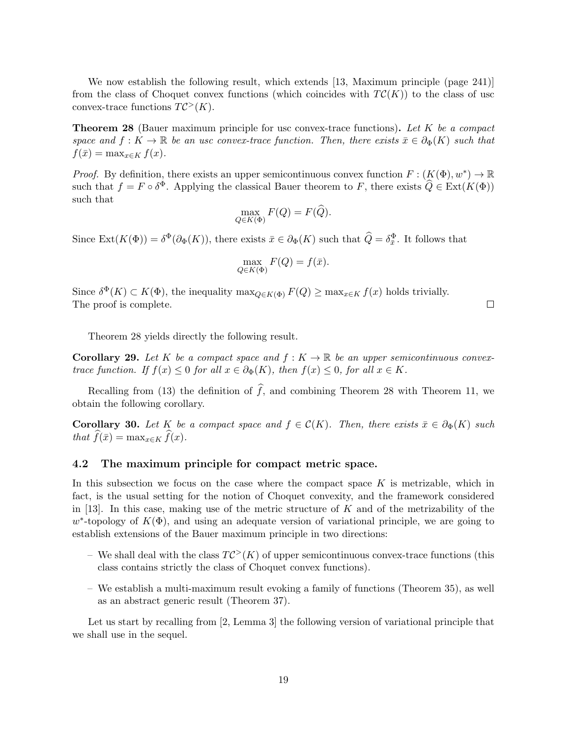We now establish the following result, which extends [13, Maximum principle (page 241)] from the class of Choquet convex functions (which coincides with $\mathcal{TC}(K)$) to the class of usc convex-trace functions $\mathcal{TC}^{>}(K)$.

**Theorem 28** (Bauer maximum principle for usc convex-trace functions)**.** *Let $K$ be a compact space and $f : K \to \mathbb{R}$ be an usc convex-trace function. Then, there exists $\bar{x} \in \partial_\Phi(K)$ such that $f(\bar{x}) = \max_{x\in K} f(x)$.*

*Proof.* By definition, there exists an upper semicontinuous convex function $F : (K(\Phi), w^*) \to \mathbb{R}$ such that $f = F \circ \delta^\Phi$. Applying the classical Bauer theorem to $F$, there exists $\widehat{Q} \in \mathrm{Ext}(K(\Phi))$ such that

$$\max_{Q\in K(\Phi)} F(Q) = F(\widehat{Q}).$$

Since $\mathrm{Ext}(K(\Phi)) = \delta^\Phi(\partial_\Phi(K))$, there exists $\bar{x} \in \partial_\Phi(K)$ such that $\widehat{Q} = \delta^\Phi_{\bar{x}}$. It follows that

$$\max_{Q\in K(\Phi)} F(Q) = f(\bar{x}).$$

Since $\delta^\Phi(K) \subset K(\Phi)$, the inequality $\max_{Q\in K(\Phi)} F(Q) \geq \max_{x\in K} f(x)$ holds trivially. The proof is complete. □

Theorem 28 yields directly the following result.

**Corollary 29.** *Let $K$ be a compact space and $f : K \to \mathbb{R}$ be an upper semicontinuous convex-trace function. If $f(x) \leq 0$ for all $x \in \partial_\Phi(K)$, then $f(x) \leq 0$, for all $x \in K$.*

Recalling from (13) the definition of $\widehat{f}$, and combining Theorem 28 with Theorem 11, we obtain the following corollary.

**Corollary 30.** *Let $K$ be a compact space and $f \in \mathcal{C}(K)$. Then, there exists $\bar{x} \in \partial_\Phi(K)$ such that $\widehat{f}(\bar{x}) = \max_{x\in K} \widehat{f}(x)$.*

### 4.2 The maximum principle for compact metric space.

In this subsection we focus on the case where the compact space $K$ is metrizable, which in fact, is the usual setting for the notion of Choquet convexity, and the framework considered in [13]. In this case, making use of the metric structure of $K$ and of the metrizability of the $w^*$-topology of $K(\Phi)$, and using an adequate version of variational principle, we are going to establish extensions of the Bauer maximum principle in two directions:

- We shall deal with the class $\mathcal{TC}^{>}(K)$ of upper semicontinuous convex-trace functions (this class contains strictly the class of Choquet convex functions).
- We establish a multi-maximum result evoking a family of functions (Theorem 35), as well as an abstract generic result (Theorem 37).

Let us start by recalling from [2, Lemma 3] the following version of variational principle that we shall use in the sequel.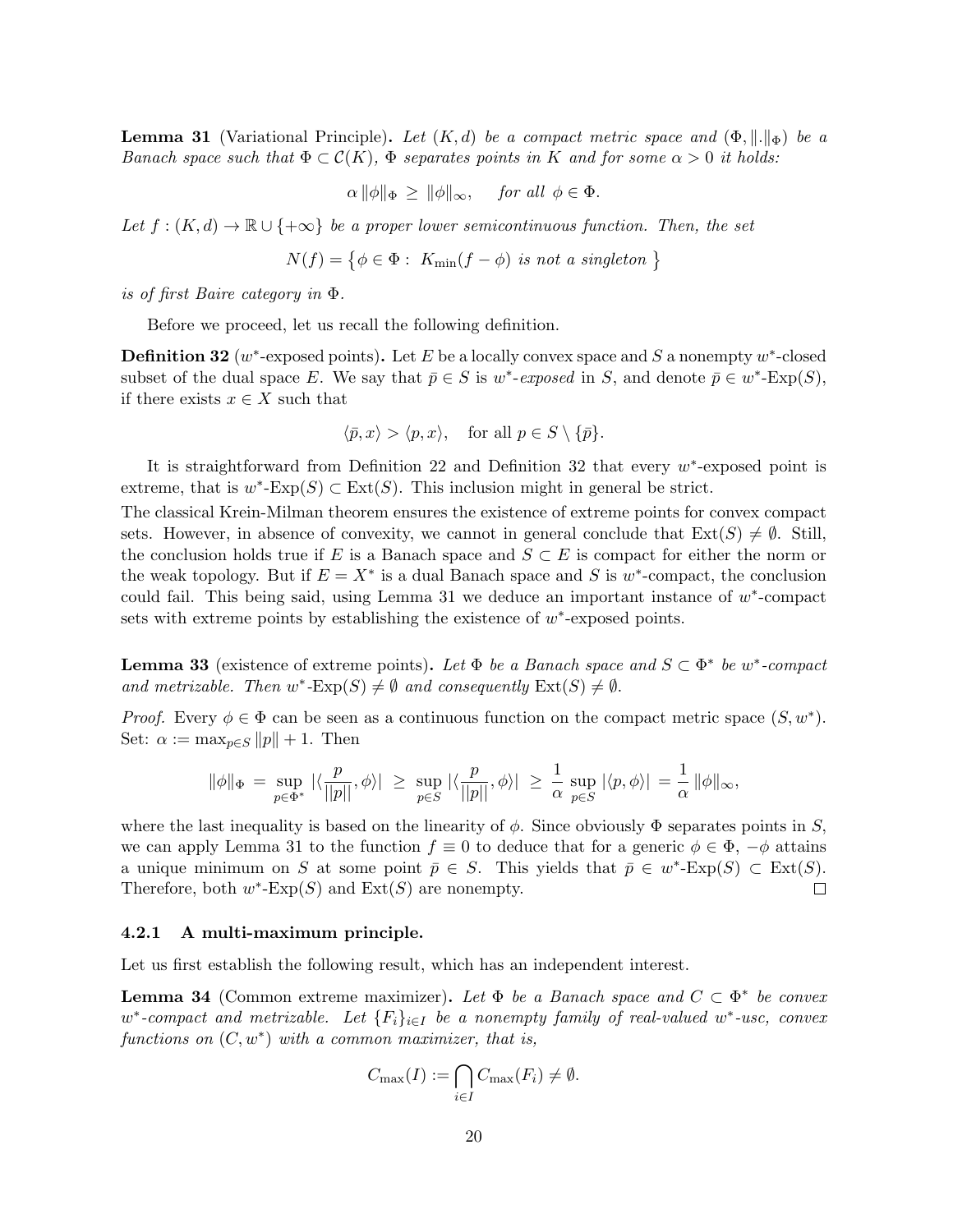**Lemma 31** (Variational Principle)**.** *Let $(K,d)$ be a compact metric space and $(\Phi, \|.\|_\Phi)$ be a Banach space such that $\Phi \subset \mathcal{C}(K)$, $\Phi$ separates points in $K$ and for some $\alpha > 0$ it holds:*

$$\alpha \, \|\phi\|_\Phi \;\geq\; \|\phi\|_\infty, \quad \textit{for all } \phi \in \Phi.$$

*Let $f : (K,d) \to \mathbb{R} \cup \{+\infty\}$ be a proper lower semicontinuous function. Then, the set*

$$N(f) = \big\{ \phi \in \Phi : \; K_{\min}(f - \phi) \textit{ is not a singleton } \big\}$$

*is of first Baire category in $\Phi$.*

Before we proceed, let us recall the following definition.

**Definition 32** ($w^*$-exposed points)**.** Let $E$ be a locally convex space and $S$ a nonempty $w^*$-closed subset of the dual space $E$. We say that $\bar{p} \in S$ is *$w^*$-exposed* in $S$, and denote $\bar{p} \in w^*\text{-Exp}(S)$, if there exists $x \in X$ such that

$$\langle \bar{p}, x \rangle > \langle p, x \rangle, \quad \text{for all } p \in S \setminus \{\bar{p}\}.$$

It is straightforward from Definition 22 and Definition 32 that every $w^*$-exposed point is extreme, that is $w^*\text{-Exp}(S) \subset \text{Ext}(S)$. This inclusion might in general be strict.

The classical Krein-Milman theorem ensures the existence of extreme points for convex compact sets. However, in absence of convexity, we cannot in general conclude that $\text{Ext}(S) \neq \emptyset$. Still, the conclusion holds true if $E$ is a Banach space and $S \subset E$ is compact for either the norm or the weak topology. But if $E = X^*$ is a dual Banach space and $S$ is $w^*$-compact, the conclusion could fail. This being said, using Lemma 31 we deduce an important instance of $w^*$-compact sets with extreme points by establishing the existence of $w^*$-exposed points.

**Lemma 33** (existence of extreme points)**.** *Let $\Phi$ be a Banach space and $S \subset \Phi^*$ be $w^*$-compact and metrizable. Then $w^*\text{-Exp}(S) \neq \emptyset$ and consequently $\text{Ext}(S) \neq \emptyset$.*

*Proof.* Every $\phi \in \Phi$ can be seen as a continuous function on the compact metric space $(S, w^*)$. Set: $\alpha := \max_{p \in S} \|p\| + 1$. Then

$$\|\phi\|_\Phi \;=\; \sup_{p \in \Phi^*} |\langle \frac{p}{||p||}, \phi \rangle| \;\geq\; \sup_{p \in S} |\langle \frac{p}{||p||}, \phi \rangle| \;\geq\; \frac{1}{\alpha} \sup_{p \in S} |\langle p, \phi \rangle| \;=\; \frac{1}{\alpha} \, \|\phi\|_\infty,$$

where the last inequality is based on the linearity of $\phi$. Since obviously $\Phi$ separates points in $S$, we can apply Lemma 31 to the function $f \equiv 0$ to deduce that for a generic $\phi \in \Phi$, $-\phi$ attains a unique minimum on $S$ at some point $\bar{p} \in S$. This yields that $\bar{p} \in w^*\text{-Exp}(S) \subset \text{Ext}(S)$. Therefore, both $w^*\text{-Exp}(S)$ and $\text{Ext}(S)$ are nonempty. $\square$

#### 4.2.1 A multi-maximum principle.

Let us first establish the following result, which has an independent interest.

**Lemma 34** (Common extreme maximizer)**.** *Let $\Phi$ be a Banach space and $C \subset \Phi^*$ be convex $w^*$-compact and metrizable. Let $\{F_i\}_{i \in I}$ be a nonempty family of real-valued $w^*$-usc, convex functions on $(C, w^*)$ with a common maximizer, that is,*

$$C_{\max}(I) := \bigcap_{i \in I} C_{\max}(F_i) \neq \emptyset.$$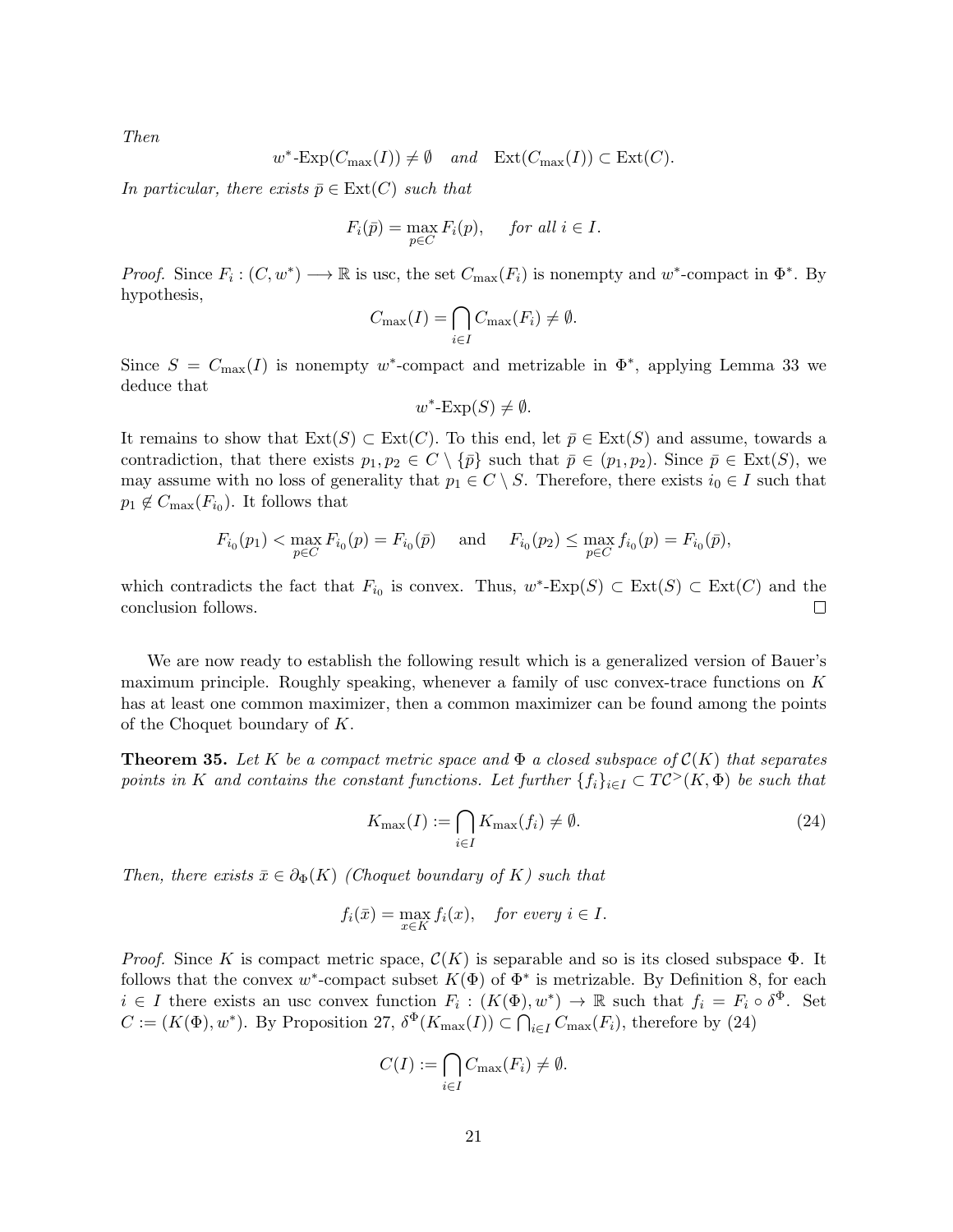*Then*

$$w^*\text{-Exp}(C_{\max}(I)) \neq \emptyset \quad \textit{and} \quad \text{Ext}(C_{\max}(I)) \subset \text{Ext}(C).$$

*In particular, there exists* $\bar{p} \in \text{Ext}(C)$ *such that*

$$F_i(\bar{p}) = \max_{p \in C} F_i(p), \qquad \textit{for all } i \in I.$$

*Proof.* Since $F_i : (C, w^*) \longrightarrow \mathbb{R}$ is usc, the set $C_{\max}(F_i)$ is nonempty and $w^*$-compact in $\Phi^*$. By hypothesis,

$$C_{\max}(I) = \bigcap_{i \in I} C_{\max}(F_i) \neq \emptyset.$$

Since $S = C_{\max}(I)$ is nonempty $w^*$-compact and metrizable in $\Phi^*$, applying Lemma 33 we deduce that

$$w^*\text{-Exp}(S) \neq \emptyset.$$

It remains to show that $\text{Ext}(S) \subset \text{Ext}(C)$. To this end, let $\bar{p} \in \text{Ext}(S)$ and assume, towards a contradiction, that there exists $p_1, p_2 \in C \setminus \{\bar{p}\}$ such that $\bar{p} \in (p_1, p_2)$. Since $\bar{p} \in \text{Ext}(S)$, we may assume with no loss of generality that $p_1 \in C \setminus S$. Therefore, there exists $i_0 \in I$ such that $p_1 \notin C_{\max}(F_{i_0})$. It follows that

$$F_{i_0}(p_1) < \max_{p \in C} F_{i_0}(p) = F_{i_0}(\bar{p}) \quad \text{ and } \quad F_{i_0}(p_2) \leq \max_{p \in C} f_{i_0}(p) = F_{i_0}(\bar{p}),$$

which contradicts the fact that $F_{i_0}$ is convex. Thus, $w^*\text{-Exp}(S) \subset \text{Ext}(S) \subset \text{Ext}(C)$ and the conclusion follows. $\square$

We are now ready to establish the following result which is a generalized version of Bauer's maximum principle. Roughly speaking, whenever a family of usc convex-trace functions on $K$ has at least one common maximizer, then a common maximizer can be found among the points of the Choquet boundary of $K$.

**Theorem 35.** *Let $K$ be a compact metric space and $\Phi$ a closed subspace of $\mathcal{C}(K)$ that separates points in $K$ and contains the constant functions. Let further $\{f_i\}_{i \in I} \subset T\mathcal{C}^{>}(K, \Phi)$ be such that*

$$K_{\max}(I) := \bigcap_{i \in I} K_{\max}(f_i) \neq \emptyset. \tag{24}$$

*Then, there exists $\bar{x} \in \partial_{\Phi}(K)$ (Choquet boundary of $K$) such that*

$$f_i(\bar{x}) = \max_{x \in K} f_i(x), \quad \textit{for every } i \in I.$$

*Proof.* Since $K$ is compact metric space, $\mathcal{C}(K)$ is separable and so is its closed subspace $\Phi$. It follows that the convex $w^*$-compact subset $K(\Phi)$ of $\Phi^*$ is metrizable. By Definition 8, for each $i \in I$ there exists an usc convex function $F_i : (K(\Phi), w^*) \to \mathbb{R}$ such that $f_i = F_i \circ \delta^{\Phi}$. Set $C := (K(\Phi), w^*)$. By Proposition 27, $\delta^{\Phi}(K_{\max}(I)) \subset \bigcap_{i \in I} C_{\max}(F_i)$, therefore by (24)

$$C(I) := \bigcap_{i \in I} C_{\max}(F_i) \neq \emptyset.$$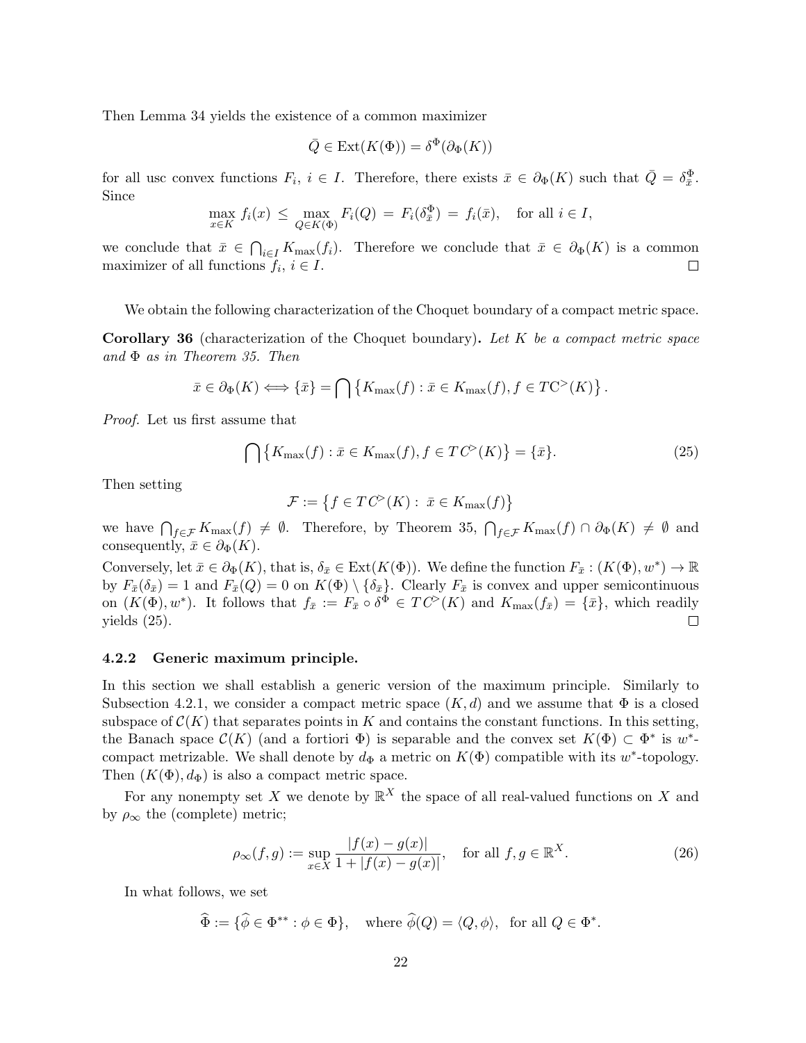Then Lemma 34 yields the existence of a common maximizer

$$\bar{Q} \in \mathrm{Ext}(K(\Phi)) = \delta^{\Phi}(\partial_{\Phi}(K))$$

for all usc convex functions $F_i$, $i \in I$. Therefore, there exists $\bar{x} \in \partial_{\Phi}(K)$ such that $\bar{Q} = \delta^{\Phi}_{\bar{x}}$. Since

$$\max_{x\in K} f_i(x) \leq \max_{Q\in K(\Phi)} F_i(Q) = F_i(\delta^{\Phi}_{\bar{x}}) = f_i(\bar{x}), \quad \text{for all } i \in I,$$

we conclude that $\bar{x} \in \bigcap_{i\in I} K_{\max}(f_i)$. Therefore we conclude that $\bar{x} \in \partial_{\Phi}(K)$ is a common maximizer of all functions $f_i$, $i \in I$. $\square$

We obtain the following characterization of the Choquet boundary of a compact metric space.

**Corollary 36** (characterization of the Choquet boundary)**.** *Let $K$ be a compact metric space and $\Phi$ as in Theorem 35. Then*

$$\bar{x} \in \partial_{\Phi}(K) \Longleftrightarrow \{\bar{x}\} = \bigcap \left\{K_{\max}(f) : \bar{x} \in K_{\max}(f), f \in T\mathrm{C}^{>}(K)\right\}.$$

*Proof.* Let us first assume that

$$\bigcap \left\{K_{\max}(f) : \bar{x} \in K_{\max}(f), f \in T\,C^{\triangleright}(K)\right\} = \{\bar{x}\}. \tag{25}$$

Then setting

$$\mathcal{F} := \left\{f \in T\,C^{\triangleright}(K) :\ \bar{x} \in K_{\max}(f)\right\}$$

we have $\bigcap_{f\in\mathcal{F}} K_{\max}(f) \neq \emptyset$. Therefore, by Theorem 35, $\bigcap_{f\in\mathcal{F}} K_{\max}(f) \cap \partial_{\Phi}(K) \neq \emptyset$ and consequently, $\bar{x} \in \partial_{\Phi}(K)$.

Conversely, let $\bar{x} \in \partial_{\Phi}(K)$, that is, $\delta_{\bar{x}} \in \mathrm{Ext}(K(\Phi))$. We define the function $F_{\bar{x}} : (K(\Phi), w^*) \to \mathbb{R}$ by $F_{\bar{x}}(\delta_{\bar{x}}) = 1$ and $F_{\bar{x}}(Q) = 0$ on $K(\Phi) \setminus \{\delta_{\bar{x}}\}$. Clearly $F_{\bar{x}}$ is convex and upper semicontinuous on $(K(\Phi), w^*)$. It follows that $f_{\bar{x}} := F_{\bar{x}} \circ \delta^{\Phi} \in T\,C^{\triangleright}(K)$ and $K_{\max}(f_{\bar{x}}) = \{\bar{x}\}$, which readily yields (25). $\square$

### 4.2.2 Generic maximum principle.

In this section we shall establish a generic version of the maximum principle. Similarly to Subsection 4.2.1, we consider a compact metric space $(K, d)$ and we assume that $\Phi$ is a closed subspace of $\mathcal{C}(K)$ that separates points in $K$ and contains the constant functions. In this setting, the Banach space $\mathcal{C}(K)$ (and a fortiori $\Phi$) is separable and the convex set $K(\Phi) \subset \Phi^*$ is $w^*$-compact metrizable. We shall denote by $d_{\Phi}$ a metric on $K(\Phi)$ compatible with its $w^*$-topology. Then $(K(\Phi), d_{\Phi})$ is also a compact metric space.

For any nonempty set $X$ we denote by $\mathbb{R}^X$ the space of all real-valued functions on $X$ and by $\rho_{\infty}$ the (complete) metric;

$$\rho_{\infty}(f, g) := \sup_{x\in X} \frac{|f(x) - g(x)|}{1 + |f(x) - g(x)|}, \quad \text{for all } f, g \in \mathbb{R}^X. \tag{26}$$

In what follows, we set

$$\widehat{\Phi} := \{\widehat{\phi} \in \Phi^{**} : \phi \in \Phi\}, \quad \text{where } \widehat{\phi}(Q) = \langle Q, \phi\rangle, \ \text{ for all } Q \in \Phi^*.$$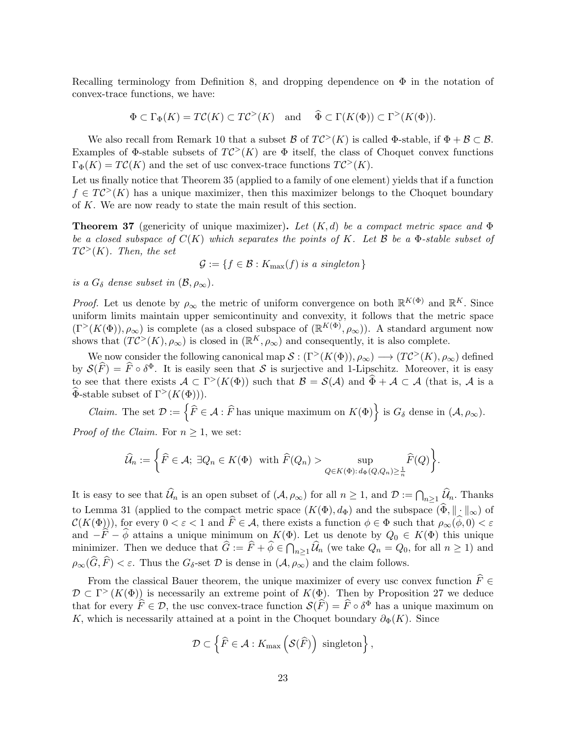Recalling terminology from Definition 8, and dropping dependence on $\Phi$ in the notation of convex-trace functions, we have:

$$\Phi \subset \Gamma_\Phi(K) = \mathcal{TC}(K) \subset \mathcal{TC}^{>}(K) \quad \text{and} \quad \widehat{\Phi} \subset \Gamma(K(\Phi)) \subset \Gamma^{>}(K(\Phi)).$$

We also recall from Remark 10 that a subset $\mathcal{B}$ of $\mathcal{TC}^{>}(K)$ is called $\Phi$-stable, if $\Phi + \mathcal{B} \subset \mathcal{B}$. Examples of $\Phi$-stable subsets of $\mathcal{TC}^{>}(K)$ are $\Phi$ itself, the class of Choquet convex functions $\Gamma_\Phi(K) = \mathcal{TC}(K)$ and the set of usc convex-trace functions $\mathcal{TC}^{>}(K)$.

Let us finally notice that Theorem 35 (applied to a family of one element) yields that if a function $f \in \mathcal{TC}^{>}(K)$ has a unique maximizer, then this maximizer belongs to the Choquet boundary of $K$. We are now ready to state the main result of this section.

**Theorem 37** (genericity of unique maximizer)**.** *Let $(K, d)$ be a compact metric space and $\Phi$ be a closed subspace of $C(K)$ which separates the points of $K$. Let $\mathcal{B}$ be a $\Phi$-stable subset of $\mathcal{TC}^{>}(K)$. Then, the set*

$$\mathcal{G} := \{f \in \mathcal{B} : K_{\max}(f) \text{ is a singleton}\}$$

*is a $G_\delta$ dense subset in $(\mathcal{B}, \rho_\infty)$.*

*Proof.* Let us denote by $\rho_\infty$ the metric of uniform convergence on both $\mathbb{R}^{K(\Phi)}$ and $\mathbb{R}^K$. Since uniform limits maintain upper semicontinuity and convexity, it follows that the metric space $(\Gamma^{>}(K(\Phi)), \rho_\infty)$ is complete (as a closed subspace of $(\mathbb{R}^{K(\Phi)}, \rho_\infty)$). A standard argument now shows that $(\mathcal{TC}^{>}(K), \rho_\infty)$ is closed in $(\mathbb{R}^K, \rho_\infty)$ and consequently, it is also complete.

We now consider the following canonical map $\mathcal{S} : (\Gamma^{>}(K(\Phi)), \rho_\infty) \longrightarrow (\mathcal{TC}^{>}(K), \rho_\infty)$ defined by $\mathcal{S}(\widehat{F}) = \widehat{F} \circ \delta^\Phi$. It is easily seen that $\mathcal{S}$ is surjective and 1-Lipschitz. Moreover, it is easy to see that there exists $\mathcal{A} \subset \Gamma^{>}(K(\Phi))$ such that $\mathcal{B} = \mathcal{S}(\mathcal{A})$ and $\widehat{\Phi} + \mathcal{A} \subset \mathcal{A}$ (that is, $\mathcal{A}$ is a $\widehat{\Phi}$-stable subset of $\Gamma^{>}(K(\Phi))$).

*Claim.* The set $\mathcal{D} := \left\{\widehat{F} \in \mathcal{A} : \widehat{F} \text{ has unique maximum on } K(\Phi)\right\}$ is $G_\delta$ dense in $(\mathcal{A}, \rho_\infty)$.

*Proof of the Claim.* For $n \geq 1$, we set:

$$\widehat{\mathcal{U}}_n := \left\{\widehat{F} \in \mathcal{A};\ \exists Q_n \in K(\Phi) \ \text{ with } \widehat{F}(Q_n) > \sup_{Q \in K(\Phi) :\, d_\Phi(Q, Q_n) \geq \frac{1}{n}} \widehat{F}(Q)\right\}.$$

It is easy to see that $\widehat{\mathcal{U}}_n$ is an open subset of $(\mathcal{A}, \rho_\infty)$ for all $n \geq 1$, and $\mathcal{D} := \bigcap_{n \geq 1} \widehat{\mathcal{U}}_n$. Thanks to Lemma 31 (applied to the compact metric space $(K(\Phi), d_\Phi)$ and the subspace $(\widehat{\Phi}, \|\cdot\|_\infty)$ of $\mathcal{C}(K(\Phi))$), for every $0 < \varepsilon < 1$ and $\widehat{F} \in \mathcal{A}$, there exists a function $\phi \in \Phi$ such that $\rho_\infty(\widehat{\phi}, 0) < \varepsilon$ and $-\widehat{F} - \widehat{\phi}$ attains a unique minimum on $K(\Phi)$. Let us denote by $Q_0 \in K(\Phi)$ this unique minimizer. Then we deduce that $\widehat{G} := \widehat{F} + \widehat{\phi} \in \bigcap_{n \geq 1} \widehat{\mathcal{U}}_n$ (we take $Q_n = Q_0$, for all $n \geq 1$) and $\rho_\infty(\widehat{G}, \widehat{F}) < \varepsilon$. Thus the $G_\delta$-set $\mathcal{D}$ is dense in $(\mathcal{A}, \rho_\infty)$ and the claim follows.

From the classical Bauer theorem, the unique maximizer of every usc convex function $\widehat{F} \in \mathcal{D} \subset \Gamma^{>}(K(\Phi))$ is necessarily an extreme point of $K(\Phi)$. Then by Proposition 27 we deduce that for every $\widehat{F} \in \mathcal{D}$, the usc convex-trace function $\mathcal{S}(\widehat{F}) = \widehat{F} \circ \delta^\Phi$ has a unique maximum on $K$, which is necessarily attained at a point in the Choquet boundary $\partial_\Phi(K)$. Since

$$\mathcal{D} \subset \left\{\widehat{F} \in \mathcal{A} : K_{\max}\left(\mathcal{S}(\widehat{F})\right) \text{ singleton}\right\},$$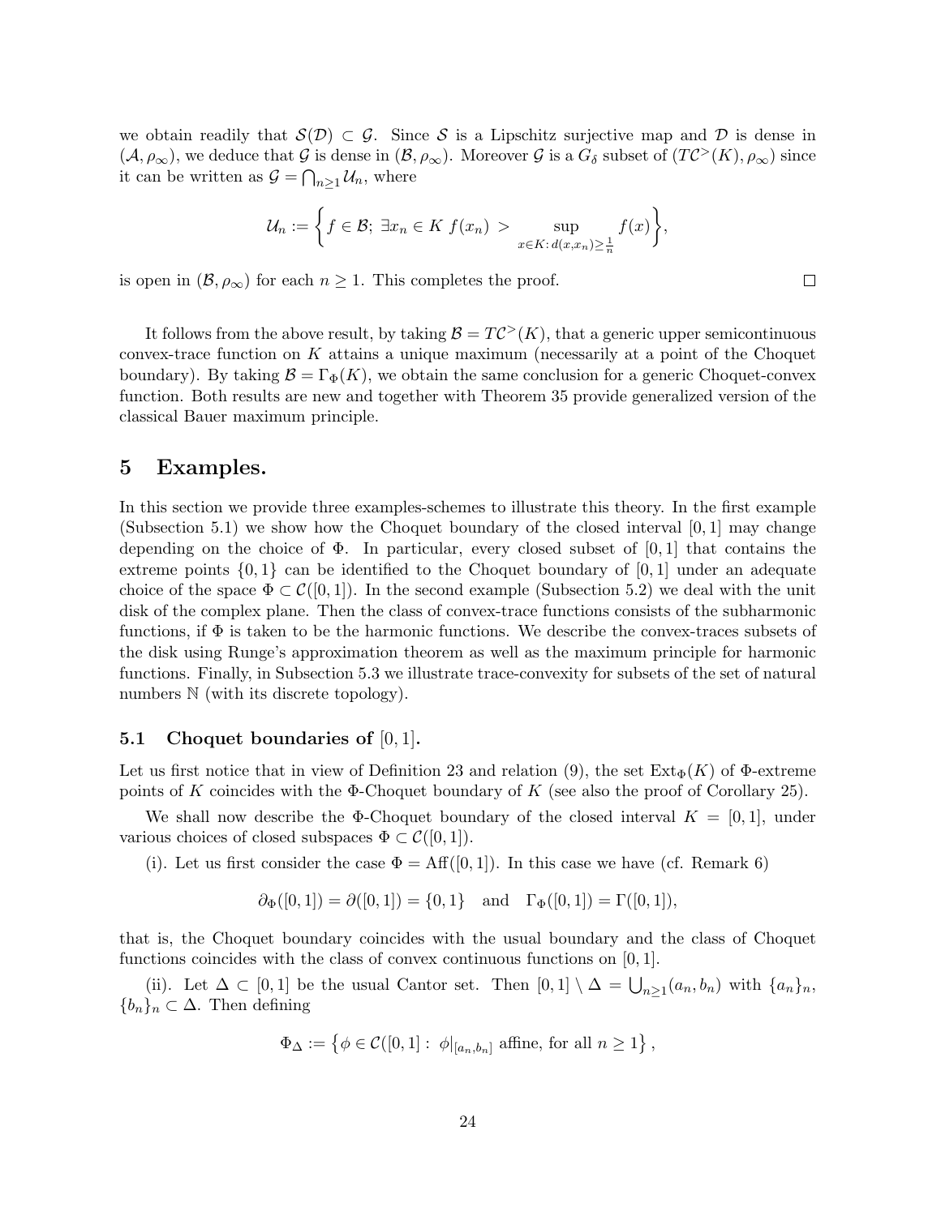we obtain readily that $\mathcal{S}(\mathcal{D}) \subset \mathcal{G}$. Since $\mathcal{S}$ is a Lipschitz surjective map and $\mathcal{D}$ is dense in $(\mathcal{A}, \rho_\infty)$, we deduce that $\mathcal{G}$ is dense in $(\mathcal{B}, \rho_\infty)$. Moreover $\mathcal{G}$ is a $G_\delta$ subset of $(T\mathcal{C}^{>}(K), \rho_\infty)$ since it can be written as $\mathcal{G} = \bigcap_{n\geq 1} \mathcal{U}_n$, where

$$\mathcal{U}_n := \left\{ f \in \mathcal{B};\ \exists x_n \in K\ f(x_n) > \sup_{x\in K:\, d(x,x_n)\geq \frac{1}{n}} f(x) \right\},$$

is open in $(\mathcal{B}, \rho_\infty)$ for each $n \geq 1$. This completes the proof. $\square$

It follows from the above result, by taking $\mathcal{B} = T\mathcal{C}^{>}(K)$, that a generic upper semicontinuous convex-trace function on $K$ attains a unique maximum (necessarily at a point of the Choquet boundary). By taking $\mathcal{B} = \Gamma_\Phi(K)$, we obtain the same conclusion for a generic Choquet-convex function. Both results are new and together with Theorem 35 provide generalized version of the classical Bauer maximum principle.

## 5 Examples.

In this section we provide three examples-schemes to illustrate this theory. In the first example (Subsection 5.1) we show how the Choquet boundary of the closed interval $[0, 1]$ may change depending on the choice of $\Phi$. In particular, every closed subset of $[0, 1]$ that contains the extreme points $\{0, 1\}$ can be identified to the Choquet boundary of $[0, 1]$ under an adequate choice of the space $\Phi \subset \mathcal{C}([0, 1])$. In the second example (Subsection 5.2) we deal with the unit disk of the complex plane. Then the class of convex-trace functions consists of the subharmonic functions, if $\Phi$ is taken to be the harmonic functions. We describe the convex-traces subsets of the disk using Runge's approximation theorem as well as the maximum principle for harmonic functions. Finally, in Subsection 5.3 we illustrate trace-convexity for subsets of the set of natural numbers $\mathbb{N}$ (with its discrete topology).

### 5.1 Choquet boundaries of $[0, 1]$.

Let us first notice that in view of Definition 23 and relation (9), the set $\mathrm{Ext}_\Phi(K)$ of $\Phi$-extreme points of $K$ coincides with the $\Phi$-Choquet boundary of $K$ (see also the proof of Corollary 25).

We shall now describe the $\Phi$-Choquet boundary of the closed interval $K = [0, 1]$, under various choices of closed subspaces $\Phi \subset \mathcal{C}([0, 1])$.

(i). Let us first consider the case $\Phi = \mathrm{Aff}([0, 1])$. In this case we have (cf. Remark 6)

$$\partial_\Phi([0, 1]) = \partial([0, 1]) = \{0, 1\} \quad \text{and} \quad \Gamma_\Phi([0, 1]) = \Gamma([0, 1]),$$

that is, the Choquet boundary coincides with the usual boundary and the class of Choquet functions coincides with the class of convex continuous functions on $[0, 1]$.

(ii). Let $\Delta \subset [0, 1]$ be the usual Cantor set. Then $[0, 1] \setminus \Delta = \bigcup_{n\geq 1}(a_n, b_n)$ with $\{a_n\}_n$, $\{b_n\}_n \subset \Delta$. Then defining

$$\Phi_\Delta := \left\{ \phi \in \mathcal{C}([0, 1]) :\ \phi|_{[a_n,b_n]} \text{ affine, for all } n \geq 1 \right\},$$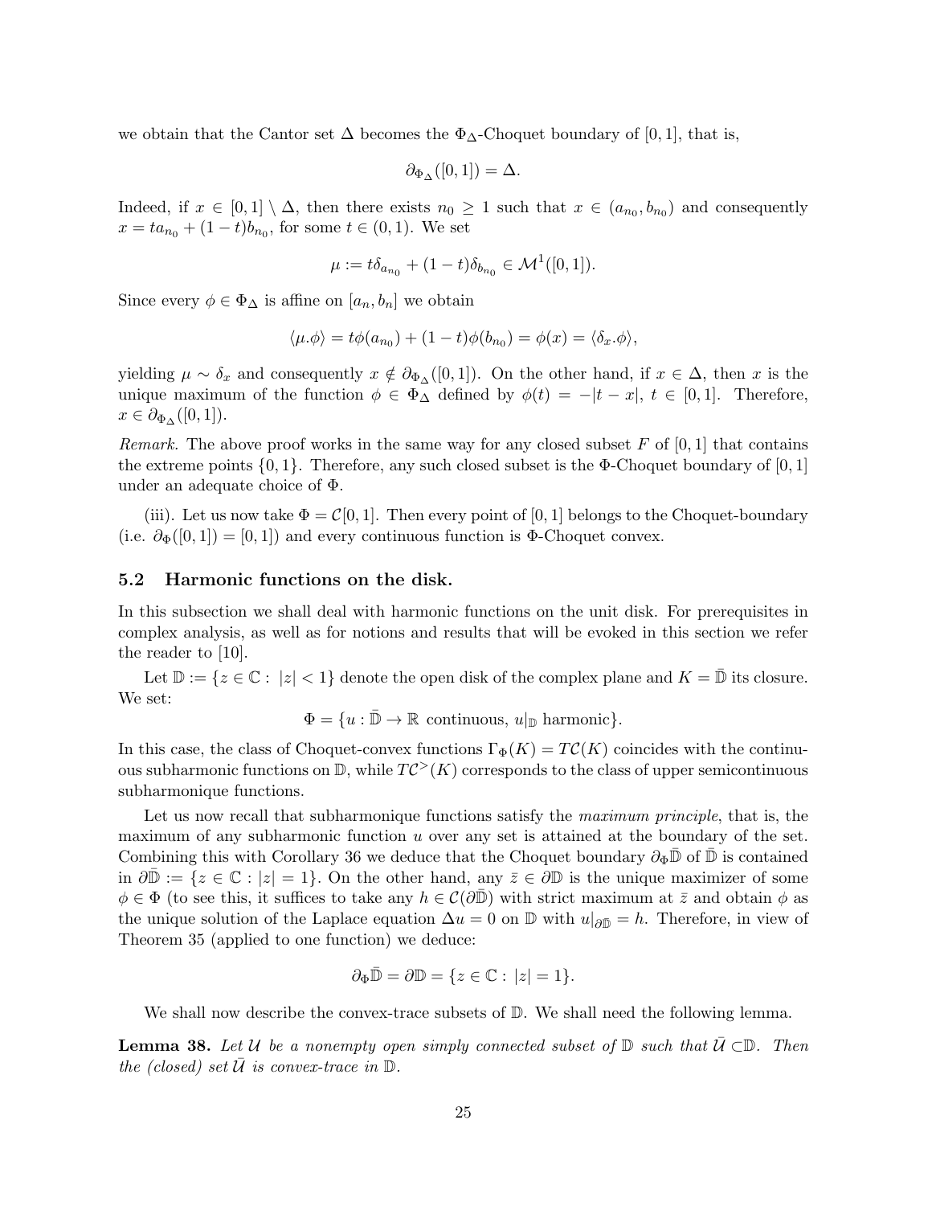we obtain that the Cantor set $\Delta$ becomes the $\Phi_\Delta$-Choquet boundary of $[0,1]$, that is,

$$\partial_{\Phi_\Delta}([0,1]) = \Delta.$$

Indeed, if $x \in [0,1] \setminus \Delta$, then there exists $n_0 \geq 1$ such that $x \in (a_{n_0}, b_{n_0})$ and consequently $x = ta_{n_0} + (1-t)b_{n_0}$, for some $t \in (0,1)$. We set

$$\mu := t\delta_{a_{n_0}} + (1-t)\delta_{b_{n_0}} \in \mathcal{M}^1([0,1]).$$

Since every $\phi \in \Phi_\Delta$ is affine on $[a_n, b_n]$ we obtain

$$\langle \mu.\phi \rangle = t\phi(a_{n_0}) + (1-t)\phi(b_{n_0}) = \phi(x) = \langle \delta_x.\phi \rangle,$$

yielding $\mu \sim \delta_x$ and consequently $x \notin \partial_{\Phi_\Delta}([0,1])$. On the other hand, if $x \in \Delta$, then $x$ is the unique maximum of the function $\phi \in \Phi_\Delta$ defined by $\phi(t) = -|t-x|$, $t \in [0,1]$. Therefore, $x \in \partial_{\Phi_\Delta}([0,1])$.

*Remark.* The above proof works in the same way for any closed subset $F$ of $[0,1]$ that contains the extreme points $\{0,1\}$. Therefore, any such closed subset is the $\Phi$-Choquet boundary of $[0,1]$ under an adequate choice of $\Phi$.

(iii). Let us now take $\Phi = \mathcal{C}[0,1]$. Then every point of $[0,1]$ belongs to the Choquet-boundary (i.e. $\partial_\Phi([0,1]) = [0,1]$) and every continuous function is $\Phi$-Choquet convex.

### 5.2 Harmonic functions on the disk.

In this subsection we shall deal with harmonic functions on the unit disk. For prerequisites in complex analysis, as well as for notions and results that will be evoked in this section we refer the reader to [10].

Let $\mathbb{D} := \{z \in \mathbb{C} : |z| < 1\}$ denote the open disk of the complex plane and $K = \bar{\mathbb{D}}$ its closure. We set:

$$\Phi = \{u : \bar{\mathbb{D}} \to \mathbb{R} \text{ continuous, } u|_{\mathbb{D}} \text{ harmonic}\}.$$

In this case, the class of Choquet-convex functions $\Gamma_\Phi(K) = T\mathcal{C}(K)$ coincides with the continuous subharmonic functions on $\mathbb{D}$, while $T\mathcal{C}^{>}(K)$ corresponds to the class of upper semicontinuous subharmonique functions.

Let us now recall that subharmonique functions satisfy the *maximum principle*, that is, the maximum of any subharmonic function $u$ over any set is attained at the boundary of the set. Combining this with Corollary 36 we deduce that the Choquet boundary $\partial_\Phi \bar{\mathbb{D}}$ of $\bar{\mathbb{D}}$ is contained in $\partial\bar{\mathbb{D}} := \{z \in \mathbb{C} : |z| = 1\}$. On the other hand, any $\bar{z} \in \partial\mathbb{D}$ is the unique maximizer of some $\phi \in \Phi$ (to see this, it suffices to take any $h \in \mathcal{C}(\partial\bar{\mathbb{D}})$ with strict maximum at $\bar{z}$ and obtain $\phi$ as the unique solution of the Laplace equation $\Delta u = 0$ on $\mathbb{D}$ with $u|_{\partial\bar{\mathbb{D}}} = h$. Therefore, in view of Theorem 35 (applied to one function) we deduce:

$$\partial_\Phi \bar{\mathbb{D}} = \partial\mathbb{D} = \{z \in \mathbb{C} : |z| = 1\}.$$

We shall now describe the convex-trace subsets of $\mathbb{D}$. We shall need the following lemma.

**Lemma 38.** *Let $\mathcal{U}$ be a nonempty open simply connected subset of $\mathbb{D}$ such that $\bar{\mathcal{U}} \subset \mathbb{D}$. Then the (closed) set $\bar{\mathcal{U}}$ is convex-trace in $\mathbb{D}$.*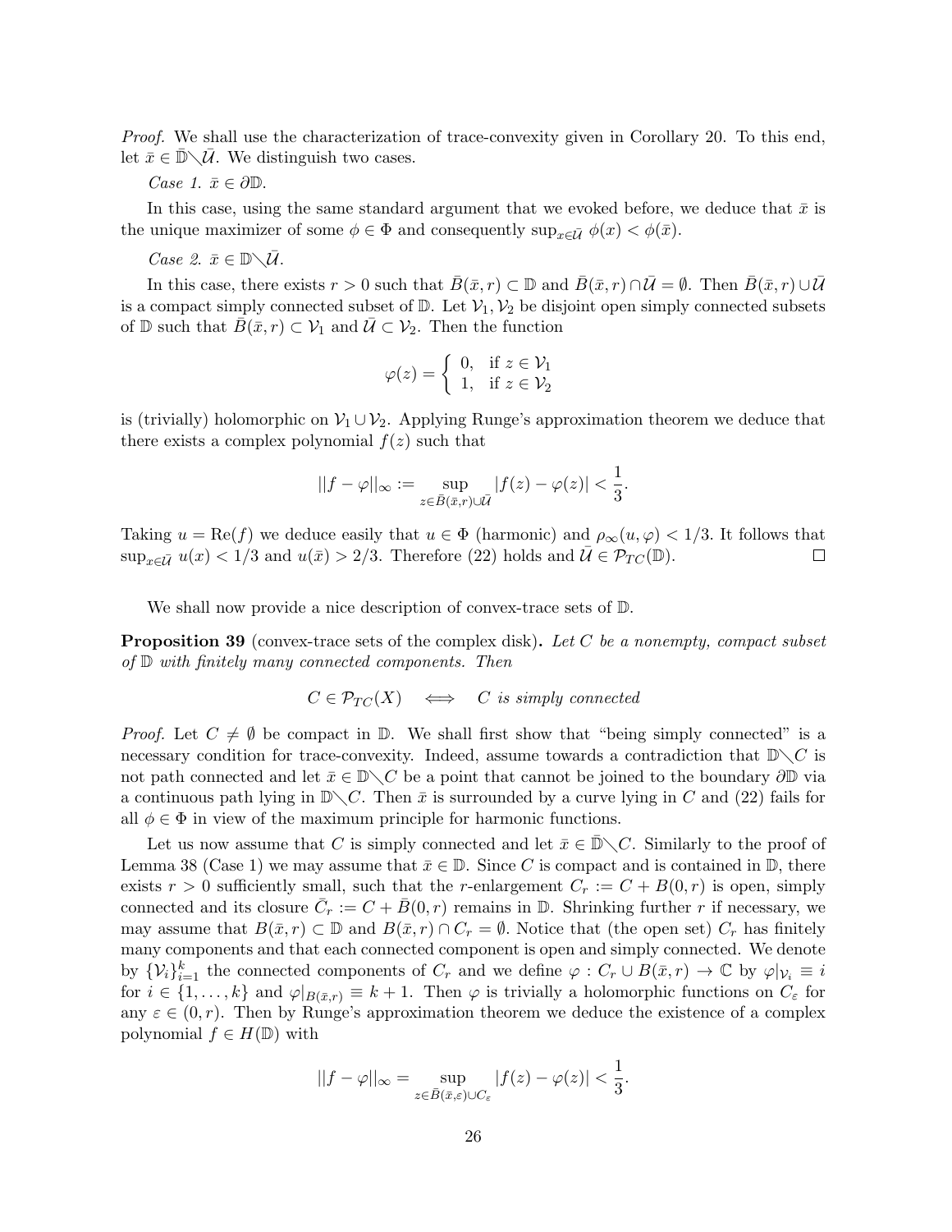*Proof.* We shall use the characterization of trace-convexity given in Corollary 20. To this end, let $\bar{x} \in \bar{\mathbb{D}} \diagdown \bar{\mathcal{U}}$. We distinguish two cases.

*Case 1.* $\bar{x} \in \partial \mathbb{D}$.

In this case, using the same standard argument that we evoked before, we deduce that $\bar{x}$ is the unique maximizer of some $\phi \in \Phi$ and consequently $\sup_{x \in \bar{\mathcal{U}}} \phi(x) < \phi(\bar{x})$.

*Case 2.* $\bar{x} \in \mathbb{D} \diagdown \bar{\mathcal{U}}$.

In this case, there exists $r > 0$ such that $\bar{B}(\bar{x}, r) \subset \mathbb{D}$ and $\bar{B}(\bar{x}, r) \cap \bar{\mathcal{U}} = \emptyset$. Then $\bar{B}(\bar{x}, r) \cup \bar{\mathcal{U}}$ is a compact simply connected subset of $\mathbb{D}$. Let $\mathcal{V}_1, \mathcal{V}_2$ be disjoint open simply connected subsets of $\mathbb{D}$ such that $\bar{B}(\bar{x}, r) \subset \mathcal{V}_1$ and $\bar{\mathcal{U}} \subset \mathcal{V}_2$. Then the function

$$\varphi(z) = \begin{cases} 0, & \text{if } z \in \mathcal{V}_1 \\ 1, & \text{if } z \in \mathcal{V}_2 \end{cases}$$

is (trivially) holomorphic on $\mathcal{V}_1 \cup \mathcal{V}_2$. Applying Runge's approximation theorem we deduce that there exists a complex polynomial $f(z)$ such that

$$||f - \varphi||_\infty := \sup_{z \in \bar{B}(\bar{x}, r) \cup \bar{\mathcal{U}}} |f(z) - \varphi(z)| < \frac{1}{3}.$$

Taking $u = \mathrm{Re}(f)$ we deduce easily that $u \in \Phi$ (harmonic) and $\rho_\infty(u, \varphi) < 1/3$. It follows that $\sup_{x \in \bar{\mathcal{U}}} u(x) < 1/3$ and $u(\bar{x}) > 2/3$. Therefore (22) holds and $\bar{\mathcal{U}} \in \mathcal{P}_{TC}(\mathbb{D})$. □

We shall now provide a nice description of convex-trace sets of $\mathbb{D}$.

**Proposition 39** (convex-trace sets of the complex disk)**.** *Let $C$ be a nonempty, compact subset of $\mathbb{D}$ with finitely many connected components. Then*

$$C \in \mathcal{P}_{TC}(X) \quad \Longleftrightarrow \quad C \text{ is simply connected}$$

*Proof.* Let $C \neq \emptyset$ be compact in $\mathbb{D}$. We shall first show that "being simply connected" is a necessary condition for trace-convexity. Indeed, assume towards a contradiction that $\mathbb{D} \diagdown C$ is not path connected and let $\bar{x} \in \mathbb{D} \diagdown C$ be a point that cannot be joined to the boundary $\partial \mathbb{D}$ via a continuous path lying in $\mathbb{D} \diagdown C$. Then $\bar{x}$ is surrounded by a curve lying in $C$ and (22) fails for all $\phi \in \Phi$ in view of the maximum principle for harmonic functions.

Let us now assume that $C$ is simply connected and let $\bar{x} \in \bar{\mathbb{D}} \diagdown C$. Similarly to the proof of Lemma 38 (Case 1) we may assume that $\bar{x} \in \mathbb{D}$. Since $C$ is compact and is contained in $\mathbb{D}$, there exists $r > 0$ sufficiently small, such that the $r$-enlargement $C_r := C + B(0, r)$ is open, simply connected and its closure $\bar{C}_r := C + \bar{B}(0, r)$ remains in $\mathbb{D}$. Shrinking further $r$ if necessary, we may assume that $B(\bar{x}, r) \subset \mathbb{D}$ and $B(\bar{x}, r) \cap C_r = \emptyset$. Notice that (the open set) $C_r$ has finitely many components and that each connected component is open and simply connected. We denote by $\{\mathcal{V}_i\}_{i=1}^k$ the connected components of $C_r$ and we define $\varphi : C_r \cup B(\bar{x}, r) \to \mathbb{C}$ by $\varphi|_{\mathcal{V}_i} \equiv i$ for $i \in \{1, \ldots, k\}$ and $\varphi|_{B(\bar{x}, r)} \equiv k + 1$. Then $\varphi$ is trivially a holomorphic functions on $C_\varepsilon$ for any $\varepsilon \in (0, r)$. Then by Runge's approximation theorem we deduce the existence of a complex polynomial $f \in H(\mathbb{D})$ with

$$||f - \varphi||_\infty = \sup_{z \in \bar{B}(\bar{x}, \varepsilon) \cup C_\varepsilon} |f(z) - \varphi(z)| < \frac{1}{3}.$$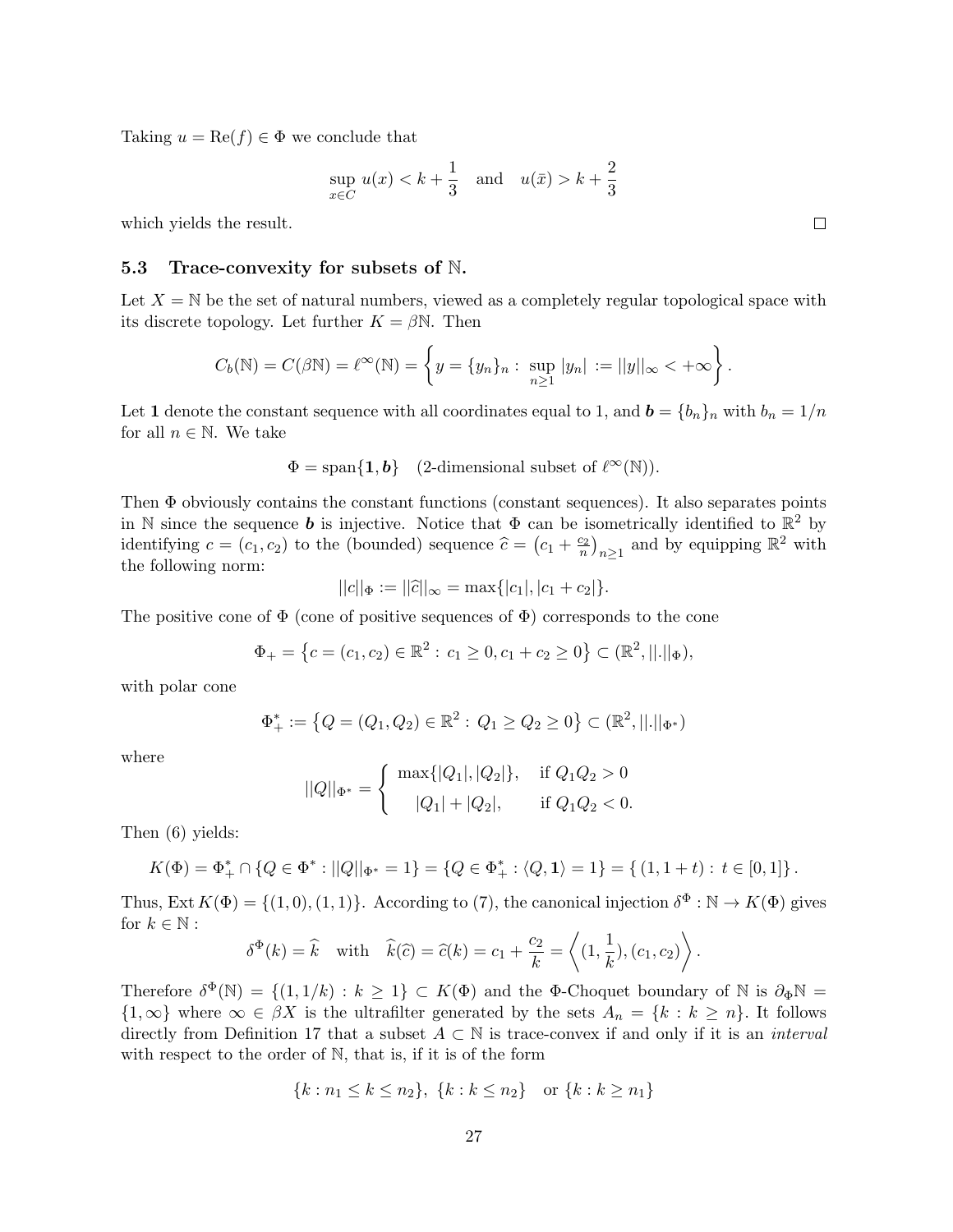Taking $u = \mathrm{Re}(f) \in \Phi$ we conclude that

$$\sup_{x \in C} u(x) < k + \frac{1}{3} \quad \text{and} \quad u(\bar{x}) > k + \frac{2}{3}$$

which yields the result. $\square$

### 5.3 Trace-convexity for subsets of $\mathbb{N}$.

Let $X = \mathbb{N}$ be the set of natural numbers, viewed as a completely regular topological space with its discrete topology. Let further $K = \beta\mathbb{N}$. Then

$$C_b(\mathbb{N}) = C(\beta\mathbb{N}) = \ell^\infty(\mathbb{N}) = \left\{ y = \{y_n\}_n : \sup_{n \geq 1} |y_n| := ||y||_\infty < +\infty \right\}.$$

Let $\mathbf{1}$ denote the constant sequence with all coordinates equal to 1, and $\boldsymbol{b} = \{b_n\}_n$ with $b_n = 1/n$ for all $n \in \mathbb{N}$. We take

$$\Phi = \mathrm{span}\{\mathbf{1}, \boldsymbol{b}\} \quad \text{(2-dimensional subset of } \ell^\infty(\mathbb{N})\text{)}.$$

Then $\Phi$ obviously contains the constant functions (constant sequences). It also separates points in $\mathbb{N}$ since the sequence $\boldsymbol{b}$ is injective. Notice that $\Phi$ can be isometrically identified to $\mathbb{R}^2$ by identifying $c = (c_1, c_2)$ to the (bounded) sequence $\widehat{c} = \left(c_1 + \frac{c_2}{n}\right)_{n \geq 1}$ and by equipping $\mathbb{R}^2$ with the following norm:

$$||c||_\Phi := ||\widehat{c}||_\infty = \max\{|c_1|, |c_1 + c_2|\}.$$

The positive cone of $\Phi$ (cone of positive sequences of $\Phi$) corresponds to the cone

$$\Phi_+ = \left\{ c = (c_1, c_2) \in \mathbb{R}^2 : \, c_1 \geq 0, c_1 + c_2 \geq 0 \right\} \subset (\mathbb{R}^2, ||.||_\Phi),$$

with polar cone

$$\Phi_+^* := \left\{ Q = (Q_1, Q_2) \in \mathbb{R}^2 : \, Q_1 \geq Q_2 \geq 0 \right\} \subset (\mathbb{R}^2, ||.||_{\Phi^*})$$

where

$$||Q||_{\Phi^*} = \begin{cases} \max\{|Q_1|, |Q_2|\}, & \text{if } Q_1 Q_2 > 0 \\ \quad |Q_1| + |Q_2|, & \text{if } Q_1 Q_2 < 0. \end{cases}$$

Then (6) yields:

$$K(\Phi) = \Phi_+^* \cap \{Q \in \Phi^* : ||Q||_{\Phi^*} = 1\} = \{Q \in \Phi_+^* : \langle Q, \mathbf{1} \rangle = 1\} = \{\, (1, 1+t) : \, t \in [0,1] \} \, .$$

Thus, $\mathrm{Ext}\, K(\Phi) = \{(1,0), (1,1)\}$. According to (7), the canonical injection $\delta^\Phi : \mathbb{N} \to K(\Phi)$ gives for $k \in \mathbb{N}$ :

$$\delta^\Phi(k) = \widehat{k} \quad \text{with} \quad \widehat{k}(\widehat{c}) = \widehat{c}(k) = c_1 + \frac{c_2}{k} = \left\langle (1, \frac{1}{k}), (c_1, c_2) \right\rangle.$$

Therefore $\delta^\Phi(\mathbb{N}) = \{(1, 1/k) : k \geq 1\} \subset K(\Phi)$ and the $\Phi$-Choquet boundary of $\mathbb{N}$ is $\partial_\Phi \mathbb{N} = \{1, \infty\}$ where $\infty \in \beta X$ is the ultrafilter generated by the sets $A_n = \{k : k \geq n\}$. It follows directly from Definition 17 that a subset $A \subset \mathbb{N}$ is trace-convex if and only if it is an *interval* with respect to the order of $\mathbb{N}$, that is, if it is of the form

$$\{k : n_1 \leq k \leq n_2\}, \; \{k : k \leq n_2\} \quad \text{or } \{k : k \geq n_1\}$$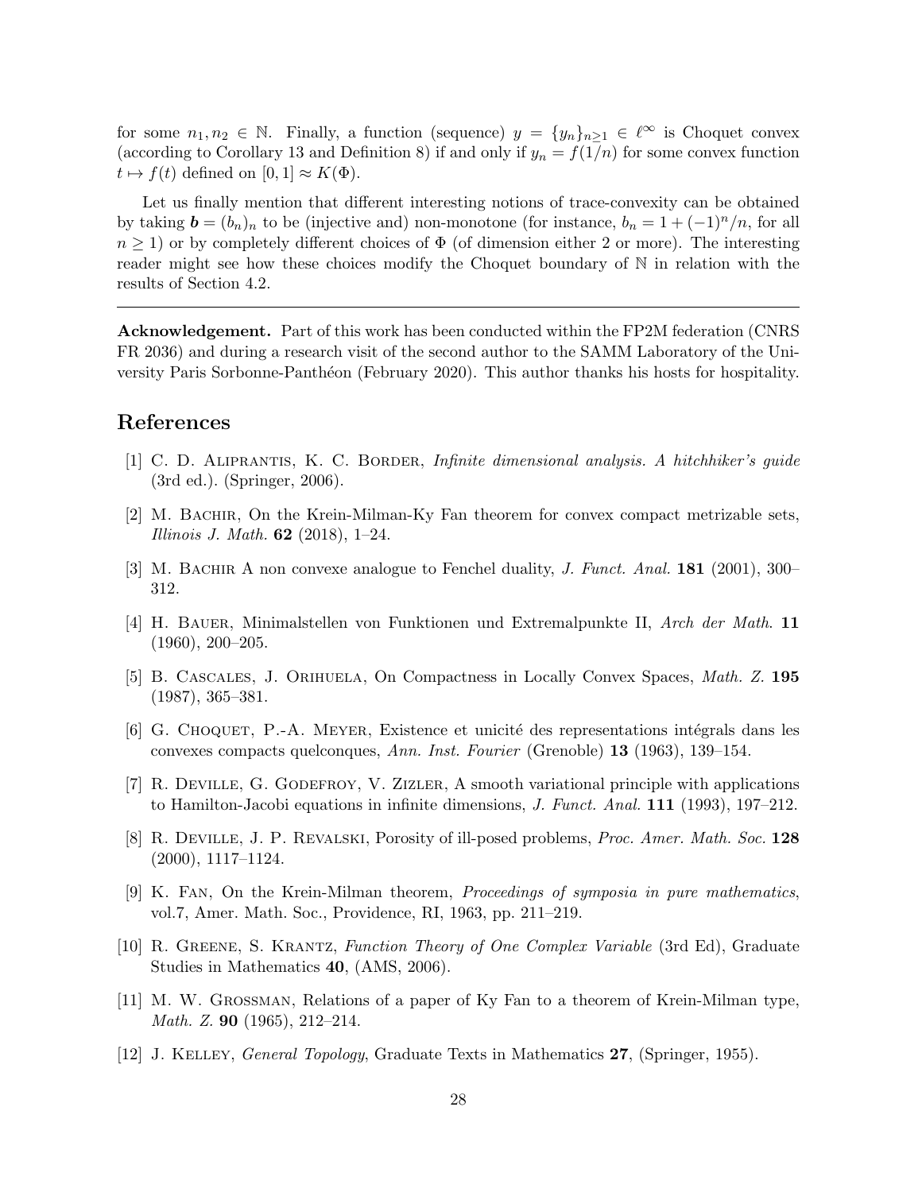for some $n_1, n_2 \in \mathbb{N}$. Finally, a function (sequence) $y = \{y_n\}_{n\geq 1} \in \ell^\infty$ is Choquet convex (according to Corollary 13 and Definition 8) if and only if $y_n = f(1/n)$ for some convex function $t \mapsto f(t)$ defined on $[0, 1] \approx K(\Phi)$.

Let us finally mention that different interesting notions of trace-convexity can be obtained by taking $\boldsymbol{b} = (b_n)_n$ to be (injective and) non-monotone (for instance, $b_n = 1 + (-1)^n/n$, for all $n \geq 1$) or by completely different choices of $\Phi$ (of dimension either 2 or more). The interesting reader might see how these choices modify the Choquet boundary of $\mathbb{N}$ in relation with the results of Section 4.2.

---

**Acknowledgement.** Part of this work has been conducted within the FP2M federation (CNRS FR 2036) and during a research visit of the second author to the SAMM Laboratory of the University Paris Sorbonne-Panthéon (February 2020). This author thanks his hosts for hospitality.

# References

[1] C. D. Aliprantis, K. C. Border, *Infinite dimensional analysis. A hitchhiker's guide* (3rd ed.). (Springer, 2006).

[2] M. Bachir, On the Krein-Milman-Ky Fan theorem for convex compact metrizable sets, *Illinois J. Math.* **62** (2018), 1–24.

[3] M. Bachir A non convexe analogue to Fenchel duality, *J. Funct. Anal.* **181** (2001), 300–312.

[4] H. Bauer, Minimalstellen von Funktionen und Extremalpunkte II, *Arch der Math.* **11** (1960), 200–205.

[5] B. Cascales, J. Orihuela, On Compactness in Locally Convex Spaces, *Math. Z.* **195** (1987), 365–381.

[6] G. Choquet, P.-A. Meyer, Existence et unicité des representations intégrals dans les convexes compacts quelconques, *Ann. Inst. Fourier* (Grenoble) **13** (1963), 139–154.

[7] R. Deville, G. Godefroy, V. Zizler, A smooth variational principle with applications to Hamilton-Jacobi equations in infinite dimensions, *J. Funct. Anal.* **111** (1993), 197–212.

[8] R. Deville, J. P. Revalski, Porosity of ill-posed problems, *Proc. Amer. Math. Soc.* **128** (2000), 1117–1124.

[9] K. Fan, On the Krein-Milman theorem, *Proceedings of symposia in pure mathematics*, vol.7, Amer. Math. Soc., Providence, RI, 1963, pp. 211–219.

[10] R. Greene, S. Krantz, *Function Theory of One Complex Variable* (3rd Ed), Graduate Studies in Mathematics **40**, (AMS, 2006).

[11] M. W. Grossman, Relations of a paper of Ky Fan to a theorem of Krein-Milman type, *Math. Z.* **90** (1965), 212–214.

[12] J. Kelley, *General Topology*, Graduate Texts in Mathematics **27**, (Springer, 1955).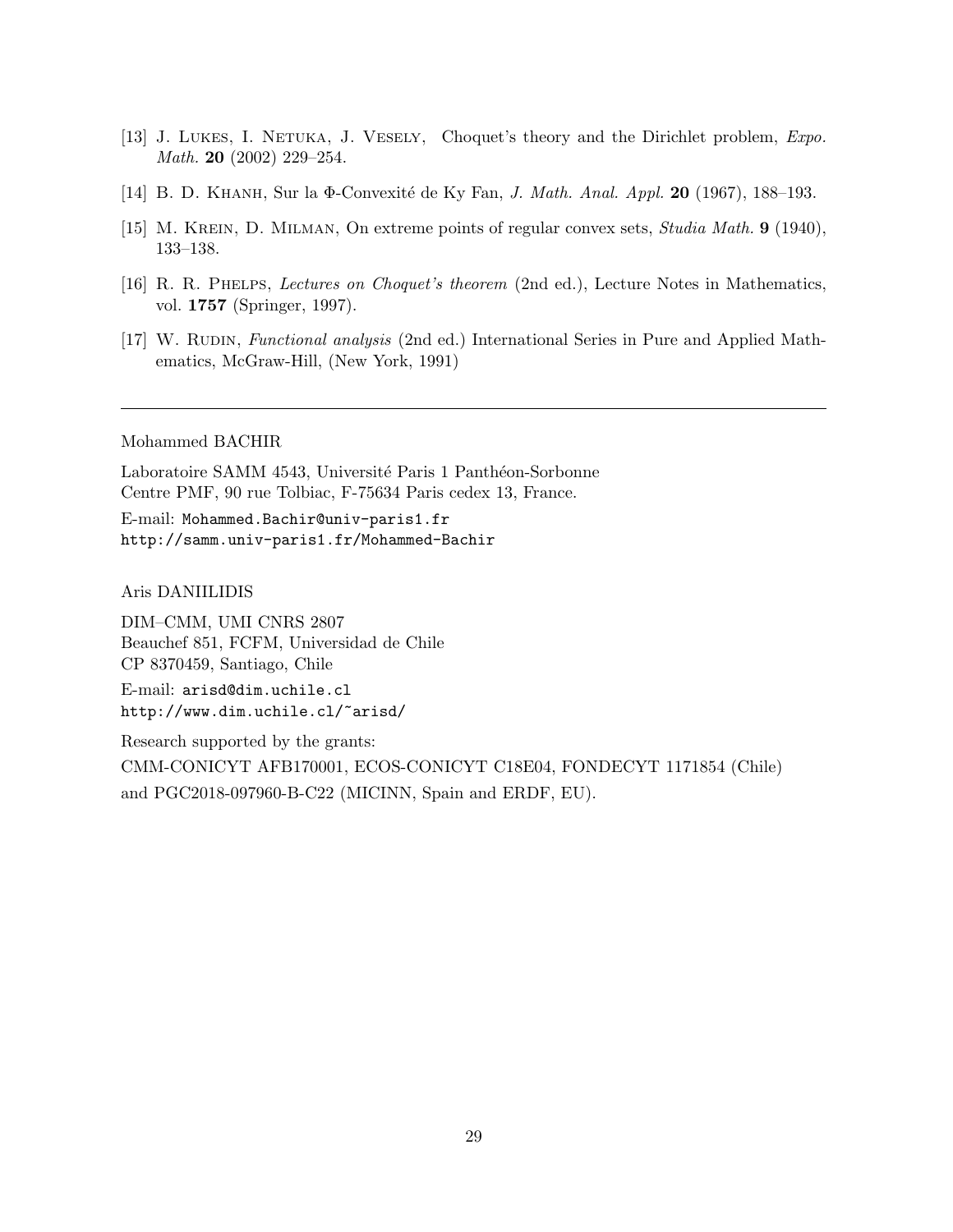[13] J. Lukes, I. Netuka, J. Vesely, Choquet's theory and the Dirichlet problem, *Expo. Math.* **20** (2002) 229–254.

[14] B. D. Khanh, Sur la Φ-Convexité de Ky Fan, *J. Math. Anal. Appl.* **20** (1967), 188–193.

[15] M. Krein, D. Milman, On extreme points of regular convex sets, *Studia Math.* **9** (1940), 133–138.

[16] R. R. Phelps, *Lectures on Choquet's theorem* (2nd ed.), Lecture Notes in Mathematics, vol. **1757** (Springer, 1997).

[17] W. Rudin, *Functional analysis* (2nd ed.) International Series in Pure and Applied Mathematics, McGraw-Hill, (New York, 1991)

---

Mohammed BACHIR

Laboratoire SAMM 4543, Université Paris 1 Panthéon-Sorbonne
Centre PMF, 90 rue Tolbiac, F-75634 Paris cedex 13, France.

E-mail: Mohammed.Bachir@univ-paris1.fr
http://samm.univ-paris1.fr/Mohammed-Bachir

Aris DANIILIDIS

DIM–CMM, UMI CNRS 2807
Beauchef 851, FCFM, Universidad de Chile
CP 8370459, Santiago, Chile

E-mail: arisd@dim.uchile.cl
http://www.dim.uchile.cl/~arisd/

Research supported by the grants:
CMM-CONICYT AFB170001, ECOS-CONICYT C18E04, FONDECYT 1171854 (Chile) and PGC2018-097960-B-C22 (MICINN, Spain and ERDF, EU).